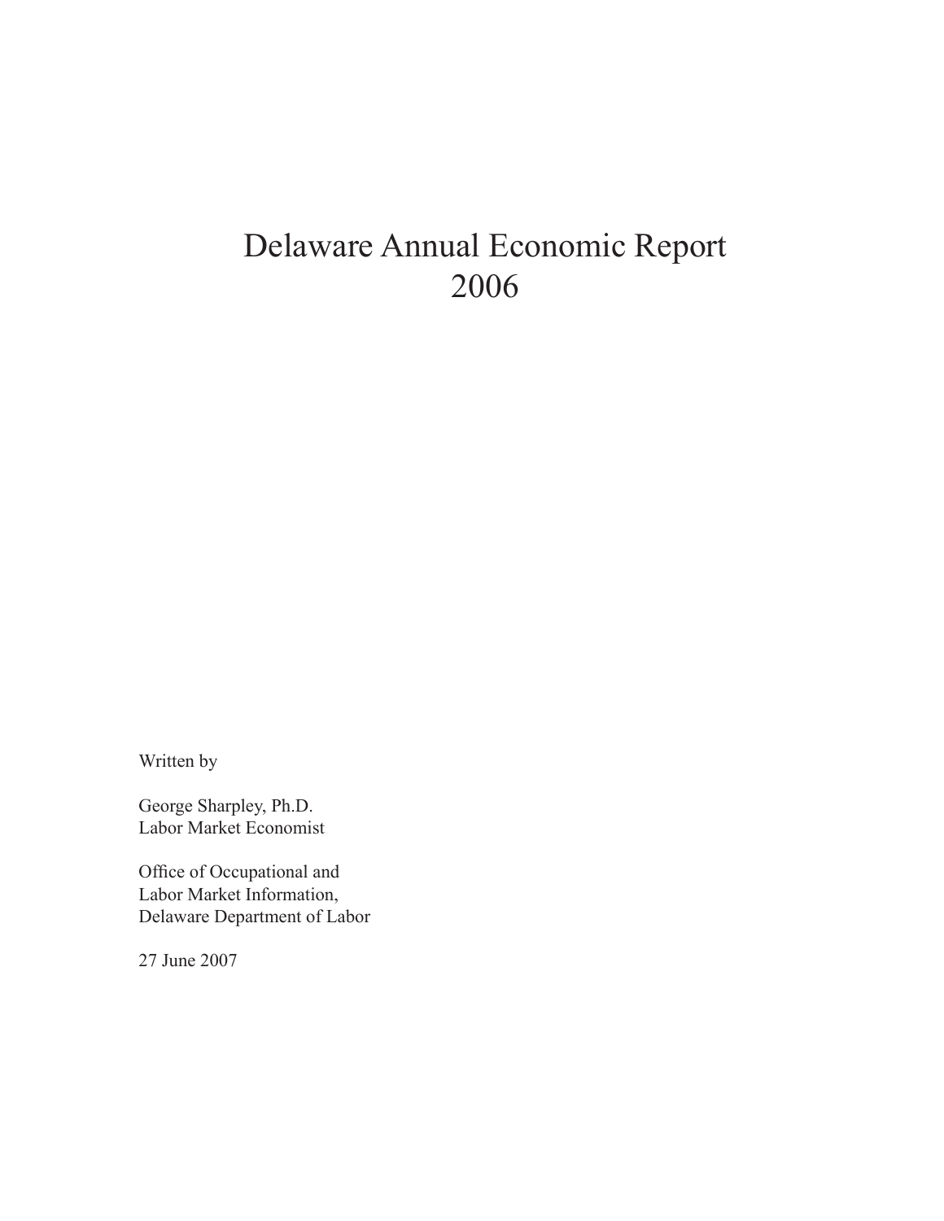# Delaware Annual Economic Report 2006

Written by

George Sharpley, Ph.D.
Labor Market Economist

Office of Occupational and
Labor Market Information,
Delaware Department of Labor

27 June 2007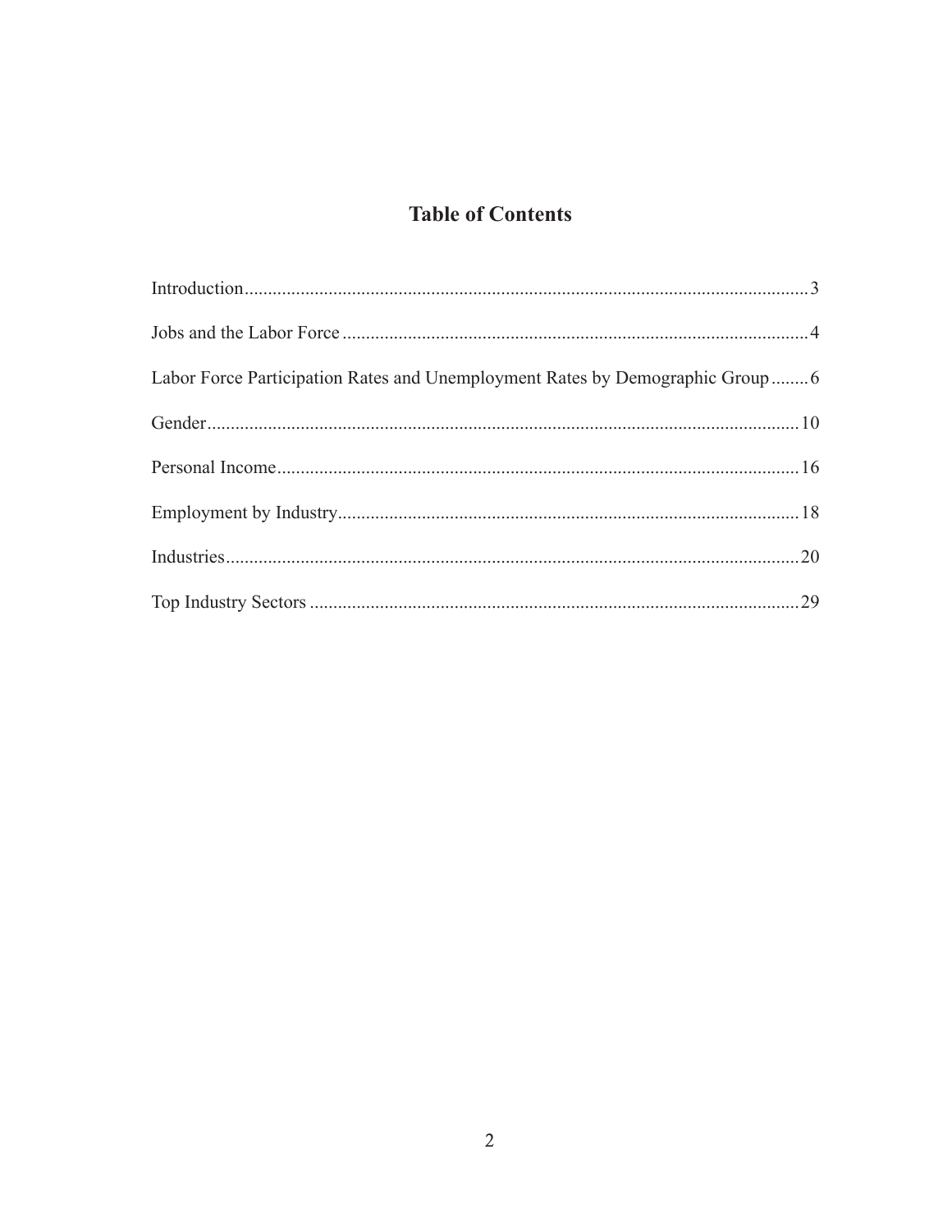# Table of Contents

Introduction........................................................................................................................3

Jobs and the Labor Force....................................................................................................4

Labor Force Participation Rates and Unemployment Rates by Demographic Group........6

Gender..............................................................................................................................10

Personal Income................................................................................................................16

Employment by Industry...................................................................................................18

Industries..........................................................................................................................20

Top Industry Sectors.........................................................................................................29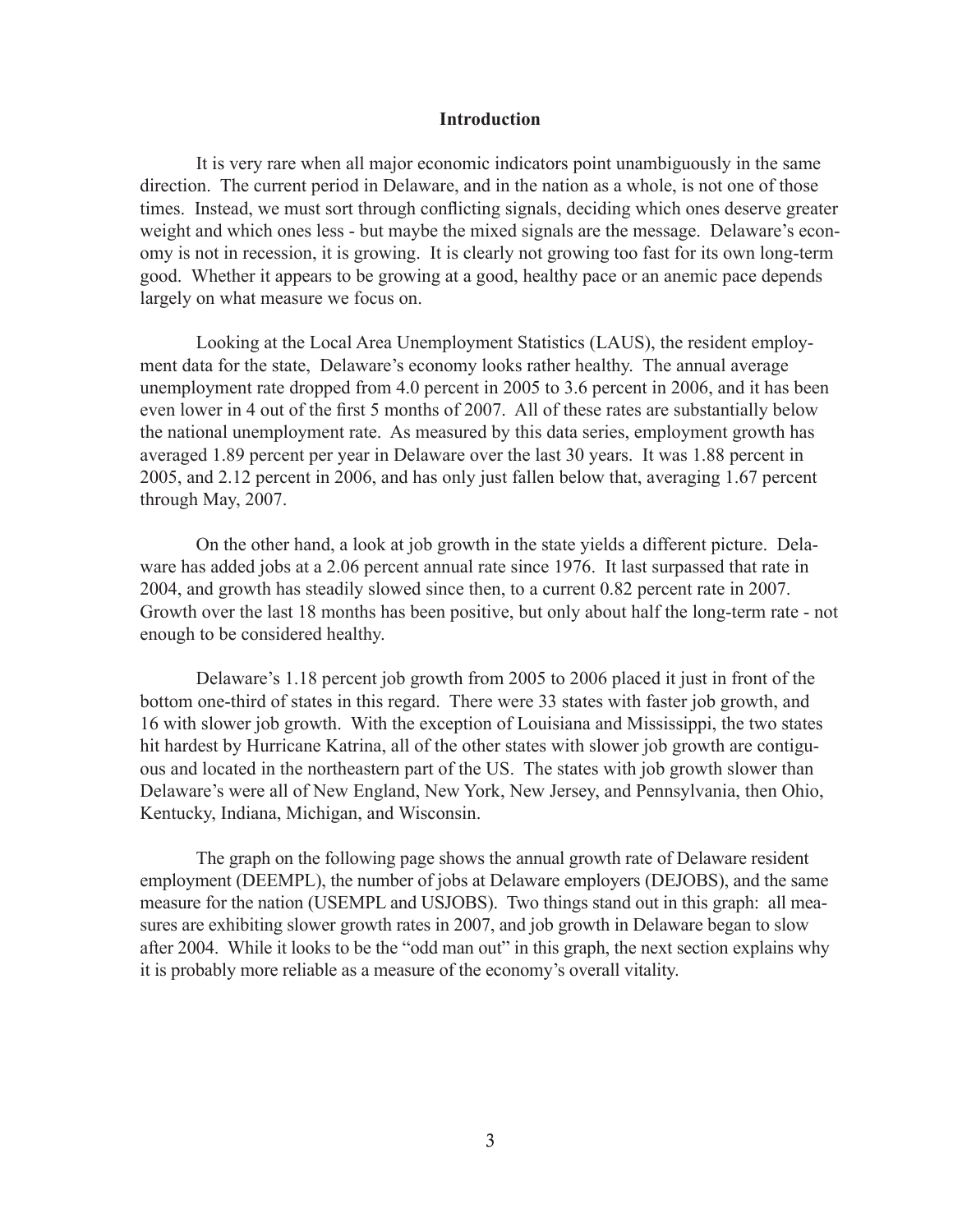## Introduction

It is very rare when all major economic indicators point unambiguously in the same direction. The current period in Delaware, and in the nation as a whole, is not one of those times. Instead, we must sort through conflicting signals, deciding which ones deserve greater weight and which ones less - but maybe the mixed signals are the message. Delaware's economy is not in recession, it is growing. It is clearly not growing too fast for its own long-term good. Whether it appears to be growing at a good, healthy pace or an anemic pace depends largely on what measure we focus on.

Looking at the Local Area Unemployment Statistics (LAUS), the resident employment data for the state, Delaware's economy looks rather healthy. The annual average unemployment rate dropped from 4.0 percent in 2005 to 3.6 percent in 2006, and it has been even lower in 4 out of the first 5 months of 2007. All of these rates are substantially below the national unemployment rate. As measured by this data series, employment growth has averaged 1.89 percent per year in Delaware over the last 30 years. It was 1.88 percent in 2005, and 2.12 percent in 2006, and has only just fallen below that, averaging 1.67 percent through May, 2007.

On the other hand, a look at job growth in the state yields a different picture. Delaware has added jobs at a 2.06 percent annual rate since 1976. It last surpassed that rate in 2004, and growth has steadily slowed since then, to a current 0.82 percent rate in 2007. Growth over the last 18 months has been positive, but only about half the long-term rate - not enough to be considered healthy.

Delaware's 1.18 percent job growth from 2005 to 2006 placed it just in front of the bottom one-third of states in this regard. There were 33 states with faster job growth, and 16 with slower job growth. With the exception of Louisiana and Mississippi, the two states hit hardest by Hurricane Katrina, all of the other states with slower job growth are contiguous and located in the northeastern part of the US. The states with job growth slower than Delaware's were all of New England, New York, New Jersey, and Pennsylvania, then Ohio, Kentucky, Indiana, Michigan, and Wisconsin.

The graph on the following page shows the annual growth rate of Delaware resident employment (DEEMPL), the number of jobs at Delaware employers (DEJOBS), and the same measure for the nation (USEMPL and USJOBS). Two things stand out in this graph: all measures are exhibiting slower growth rates in 2007, and job growth in Delaware began to slow after 2004. While it looks to be the "odd man out" in this graph, the next section explains why it is probably more reliable as a measure of the economy's overall vitality.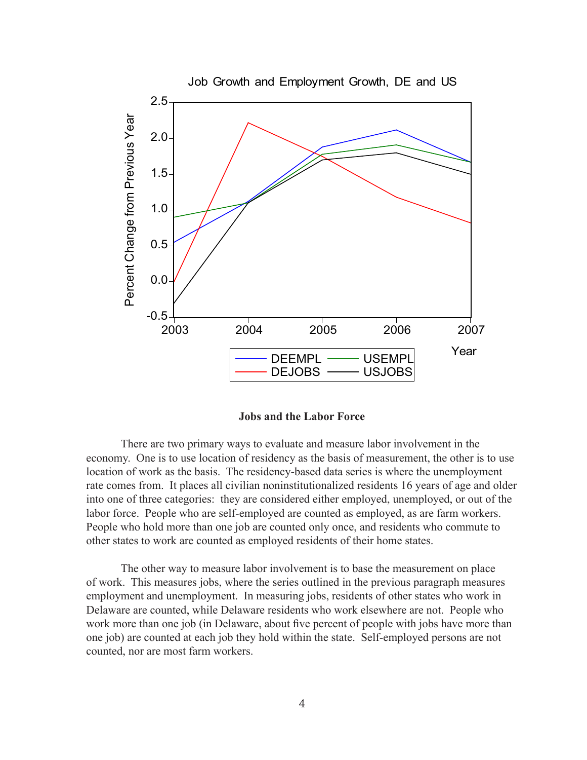## Jobs and the Labor Force

There are two primary ways to evaluate and measure labor involvement in the economy. One is to use location of residency as the basis of measurement, the other is to use location of work as the basis. The residency-based data series is where the unemployment rate comes from. It places all civilian noninstitutionalized residents 16 years of age and older into one of three categories: they are considered either employed, unemployed, or out of the labor force. People who are self-employed are counted as employed, as are farm workers. People who hold more than one job are counted only once, and residents who commute to other states to work are counted as employed residents of their home states.

The other way to measure labor involvement is to base the measurement on place of work. This measures jobs, where the series outlined in the previous paragraph measures employment and unemployment. In measuring jobs, residents of other states who work in Delaware are counted, while Delaware residents who work elsewhere are not. People who work more than one job (in Delaware, about five percent of people with jobs have more than one job) are counted at each job they hold within the state. Self-employed persons are not counted, nor are most farm workers.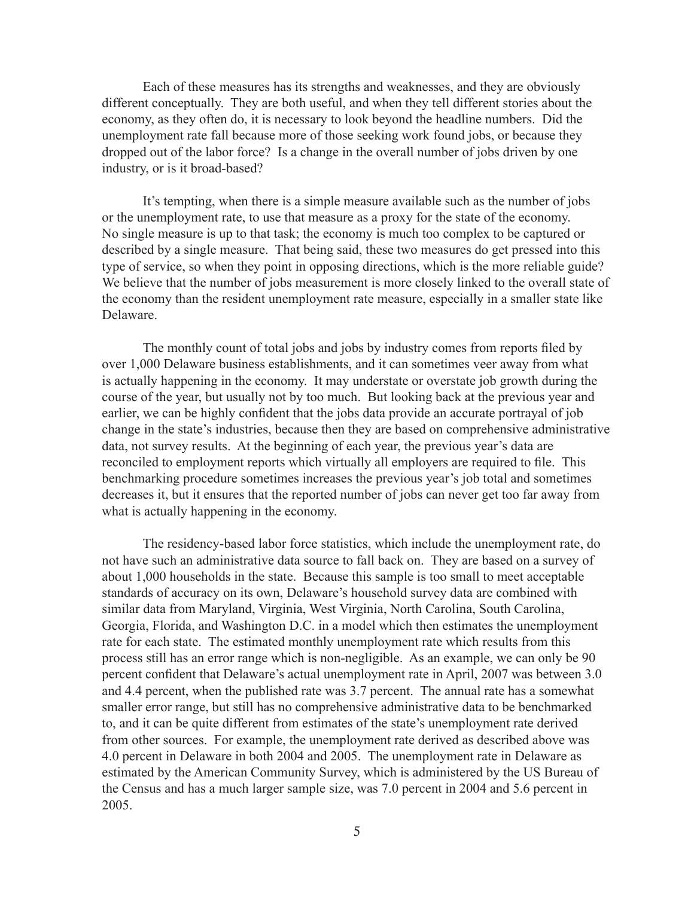Each of these measures has its strengths and weaknesses, and they are obviously different conceptually. They are both useful, and when they tell different stories about the economy, as they often do, it is necessary to look beyond the headline numbers. Did the unemployment rate fall because more of those seeking work found jobs, or because they dropped out of the labor force? Is a change in the overall number of jobs driven by one industry, or is it broad-based?

It's tempting, when there is a simple measure available such as the number of jobs or the unemployment rate, to use that measure as a proxy for the state of the economy. No single measure is up to that task; the economy is much too complex to be captured or described by a single measure. That being said, these two measures do get pressed into this type of service, so when they point in opposing directions, which is the more reliable guide? We believe that the number of jobs measurement is more closely linked to the overall state of the economy than the resident unemployment rate measure, especially in a smaller state like Delaware.

The monthly count of total jobs and jobs by industry comes from reports filed by over 1,000 Delaware business establishments, and it can sometimes veer away from what is actually happening in the economy. It may understate or overstate job growth during the course of the year, but usually not by too much. But looking back at the previous year and earlier, we can be highly confident that the jobs data provide an accurate portrayal of job change in the state's industries, because then they are based on comprehensive administrative data, not survey results. At the beginning of each year, the previous year's data are reconciled to employment reports which virtually all employers are required to file. This benchmarking procedure sometimes increases the previous year's job total and sometimes decreases it, but it ensures that the reported number of jobs can never get too far away from what is actually happening in the economy.

The residency-based labor force statistics, which include the unemployment rate, do not have such an administrative data source to fall back on. They are based on a survey of about 1,000 households in the state. Because this sample is too small to meet acceptable standards of accuracy on its own, Delaware's household survey data are combined with similar data from Maryland, Virginia, West Virginia, North Carolina, South Carolina, Georgia, Florida, and Washington D.C. in a model which then estimates the unemployment rate for each state. The estimated monthly unemployment rate which results from this process still has an error range which is non-negligible. As an example, we can only be 90 percent confident that Delaware's actual unemployment rate in April, 2007 was between 3.0 and 4.4 percent, when the published rate was 3.7 percent. The annual rate has a somewhat smaller error range, but still has no comprehensive administrative data to be benchmarked to, and it can be quite different from estimates of the state's unemployment rate derived from other sources. For example, the unemployment rate derived as described above was 4.0 percent in Delaware in both 2004 and 2005. The unemployment rate in Delaware as estimated by the American Community Survey, which is administered by the US Bureau of the Census and has a much larger sample size, was 7.0 percent in 2004 and 5.6 percent in 2005.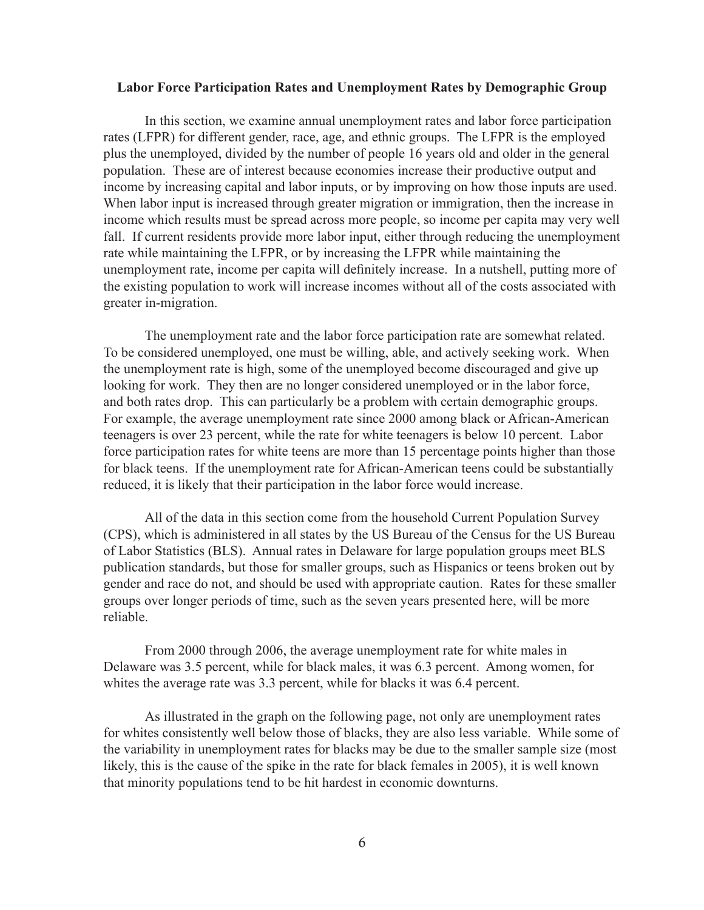**Labor Force Participation Rates and Unemployment Rates by Demographic Group**

In this section, we examine annual unemployment rates and labor force participation rates (LFPR) for different gender, race, age, and ethnic groups. The LFPR is the employed plus the unemployed, divided by the number of people 16 years old and older in the general population. These are of interest because economies increase their productive output and income by increasing capital and labor inputs, or by improving on how those inputs are used. When labor input is increased through greater migration or immigration, then the increase in income which results must be spread across more people, so income per capita may very well fall. If current residents provide more labor input, either through reducing the unemployment rate while maintaining the LFPR, or by increasing the LFPR while maintaining the unemployment rate, income per capita will definitely increase. In a nutshell, putting more of the existing population to work will increase incomes without all of the costs associated with greater in-migration.

The unemployment rate and the labor force participation rate are somewhat related. To be considered unemployed, one must be willing, able, and actively seeking work. When the unemployment rate is high, some of the unemployed become discouraged and give up looking for work. They then are no longer considered unemployed or in the labor force, and both rates drop. This can particularly be a problem with certain demographic groups. For example, the average unemployment rate since 2000 among black or African-American teenagers is over 23 percent, while the rate for white teenagers is below 10 percent. Labor force participation rates for white teens are more than 15 percentage points higher than those for black teens. If the unemployment rate for African-American teens could be substantially reduced, it is likely that their participation in the labor force would increase.

All of the data in this section come from the household Current Population Survey (CPS), which is administered in all states by the US Bureau of the Census for the US Bureau of Labor Statistics (BLS). Annual rates in Delaware for large population groups meet BLS publication standards, but those for smaller groups, such as Hispanics or teens broken out by gender and race do not, and should be used with appropriate caution. Rates for these smaller groups over longer periods of time, such as the seven years presented here, will be more reliable.

From 2000 through 2006, the average unemployment rate for white males in Delaware was 3.5 percent, while for black males, it was 6.3 percent. Among women, for whites the average rate was 3.3 percent, while for blacks it was 6.4 percent.

As illustrated in the graph on the following page, not only are unemployment rates for whites consistently well below those of blacks, they are also less variable. While some of the variability in unemployment rates for blacks may be due to the smaller sample size (most likely, this is the cause of the spike in the rate for black females in 2005), it is well known that minority populations tend to be hit hardest in economic downturns.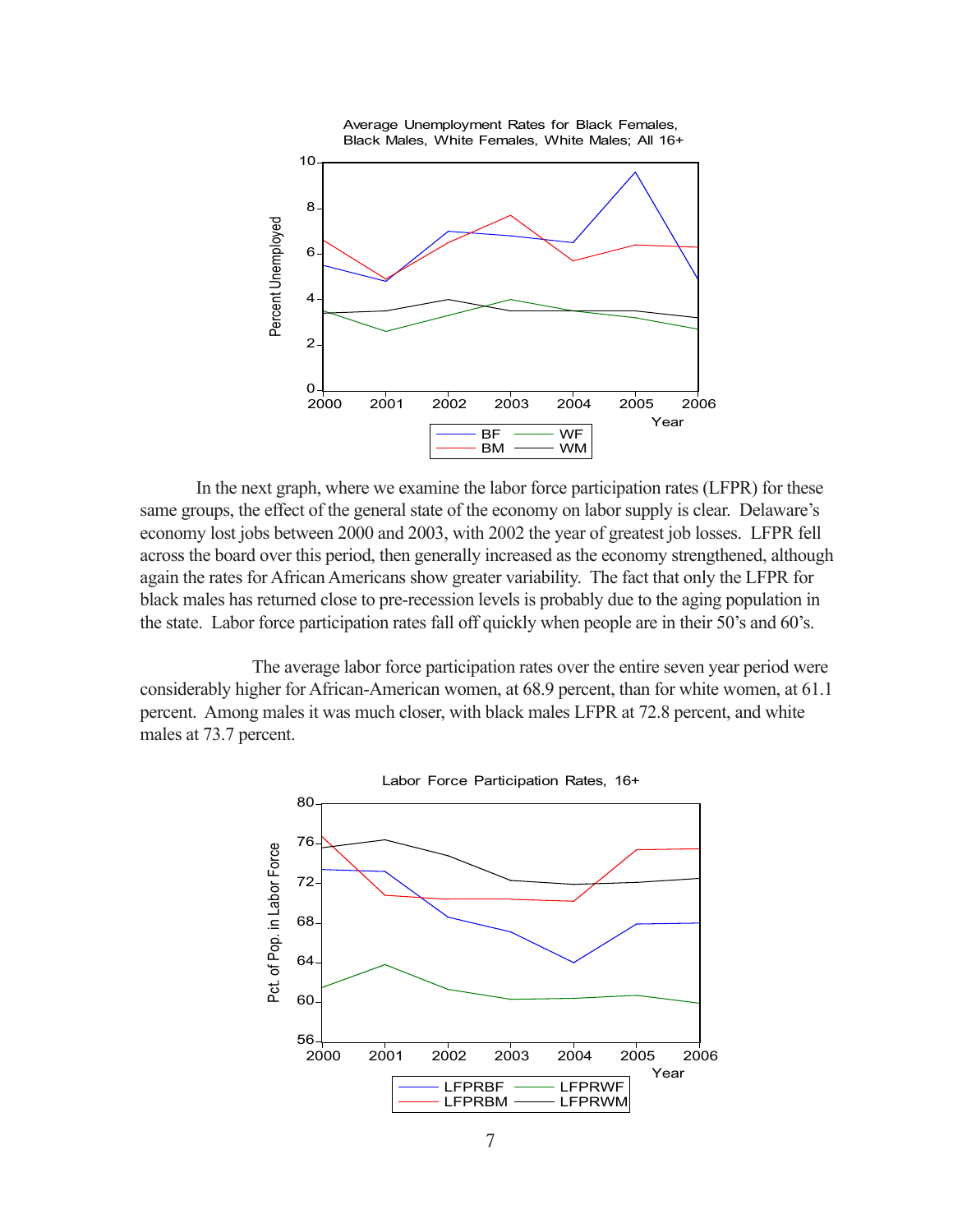In the next graph, where we examine the labor force participation rates (LFPR) for these same groups, the effect of the general state of the economy on labor supply is clear. Delaware's economy lost jobs between 2000 and 2003, with 2002 the year of greatest job losses. LFPR fell across the board over this period, then generally increased as the economy strengthened, although again the rates for African Americans show greater variability. The fact that only the LFPR for black males has returned close to pre-recession levels is probably due to the aging population in the state. Labor force participation rates fall off quickly when people are in their 50's and 60's.

The average labor force participation rates over the entire seven year period were considerably higher for African-American women, at 68.9 percent, than for white women, at 61.1 percent. Among males it was much closer, with black males LFPR at 72.8 percent, and white males at 73.7 percent.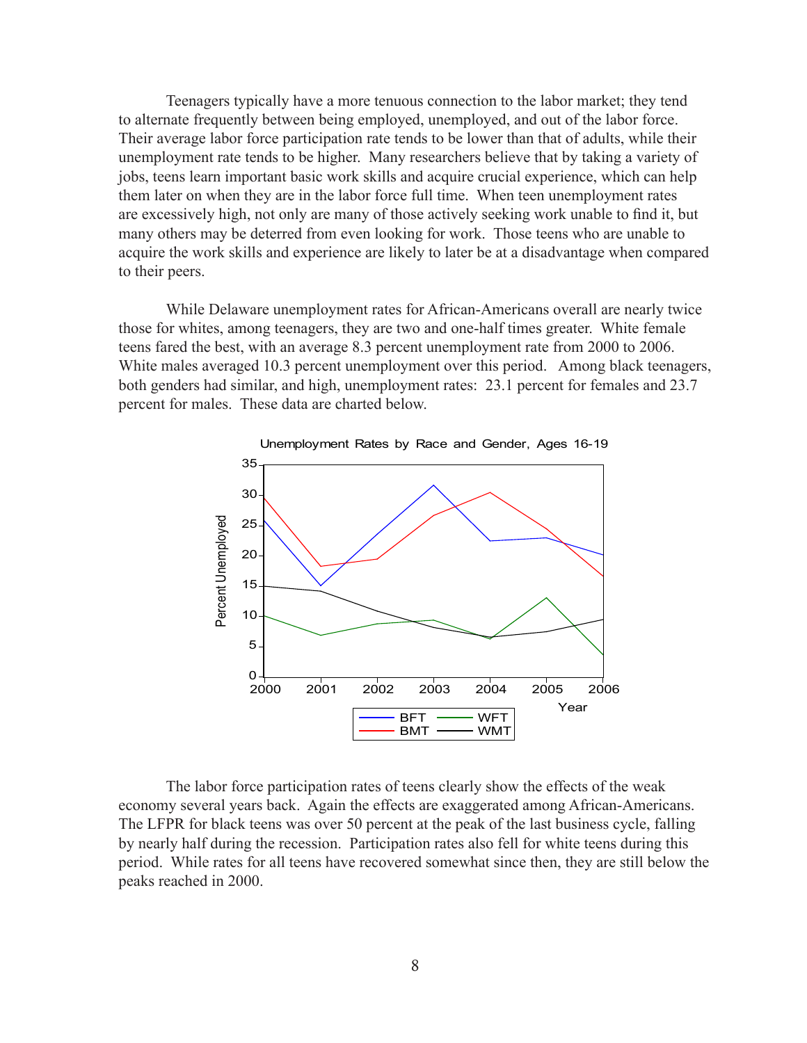Teenagers typically have a more tenuous connection to the labor market; they tend to alternate frequently between being employed, unemployed, and out of the labor force. Their average labor force participation rate tends to be lower than that of adults, while their unemployment rate tends to be higher. Many researchers believe that by taking a variety of jobs, teens learn important basic work skills and acquire crucial experience, which can help them later on when they are in the labor force full time. When teen unemployment rates are excessively high, not only are many of those actively seeking work unable to find it, but many others may be deterred from even looking for work. Those teens who are unable to acquire the work skills and experience are likely to later be at a disadvantage when compared to their peers.

While Delaware unemployment rates for African-Americans overall are nearly twice those for whites, among teenagers, they are two and one-half times greater. White female teens fared the best, with an average 8.3 percent unemployment rate from 2000 to 2006. White males averaged 10.3 percent unemployment over this period. Among black teenagers, both genders had similar, and high, unemployment rates: 23.1 percent for females and 23.7 percent for males. These data are charted below.

Unemployment Rates by Race and Gender, Ages 16-19

The labor force participation rates of teens clearly show the effects of the weak economy several years back. Again the effects are exaggerated among African-Americans. The LFPR for black teens was over 50 percent at the peak of the last business cycle, falling by nearly half during the recession. Participation rates also fell for white teens during this period. While rates for all teens have recovered somewhat since then, they are still below the peaks reached in 2000.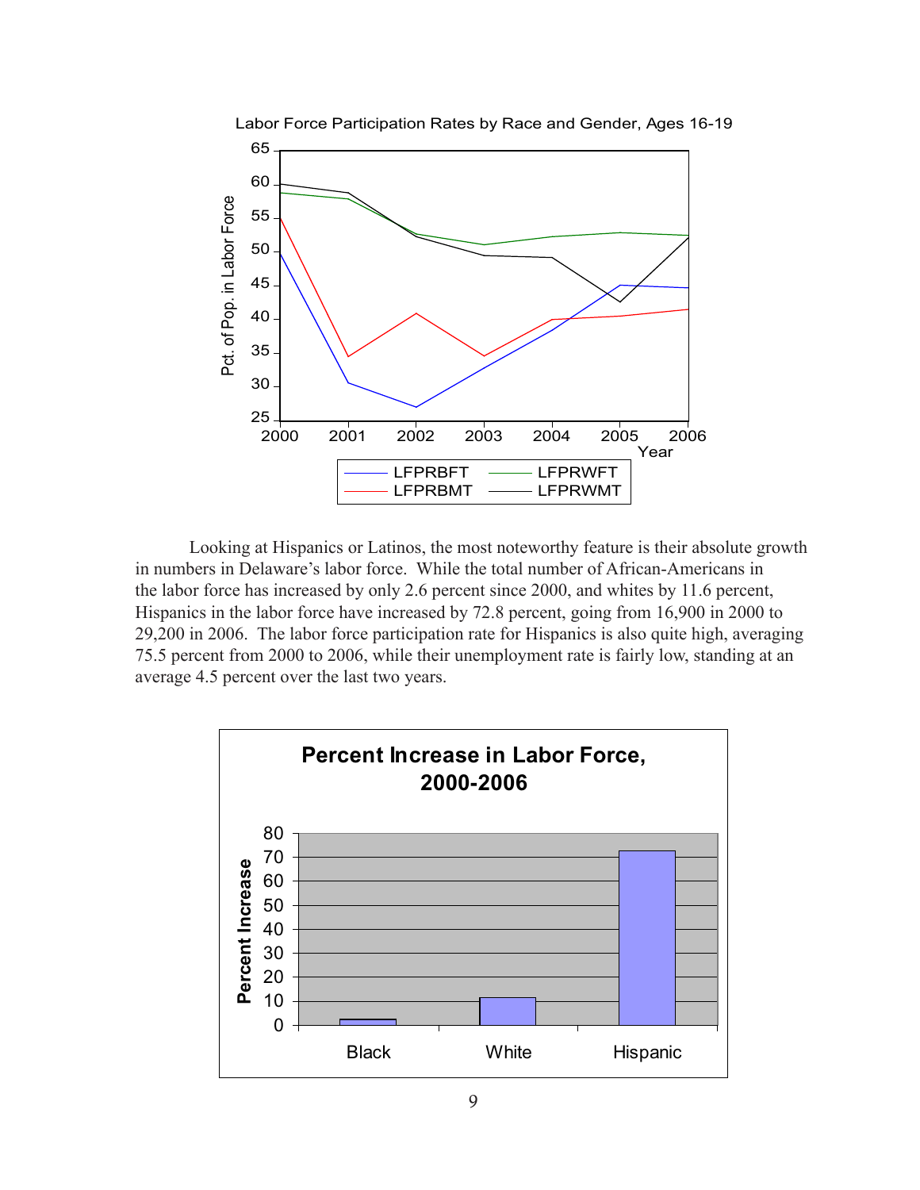Labor Force Participation Rates by Race and Gender, Ages 16-19

Looking at Hispanics or Latinos, the most noteworthy feature is their absolute growth in numbers in Delaware's labor force. While the total number of African-Americans in the labor force has increased by only 2.6 percent since 2000, and whites by 11.6 percent, Hispanics in the labor force have increased by 72.8 percent, going from 16,900 in 2000 to 29,200 in 2006. The labor force participation rate for Hispanics is also quite high, averaging 75.5 percent from 2000 to 2006, while their unemployment rate is fairly low, standing at an average 4.5 percent over the last two years.

**Percent Increase in Labor Force, 2000-2006**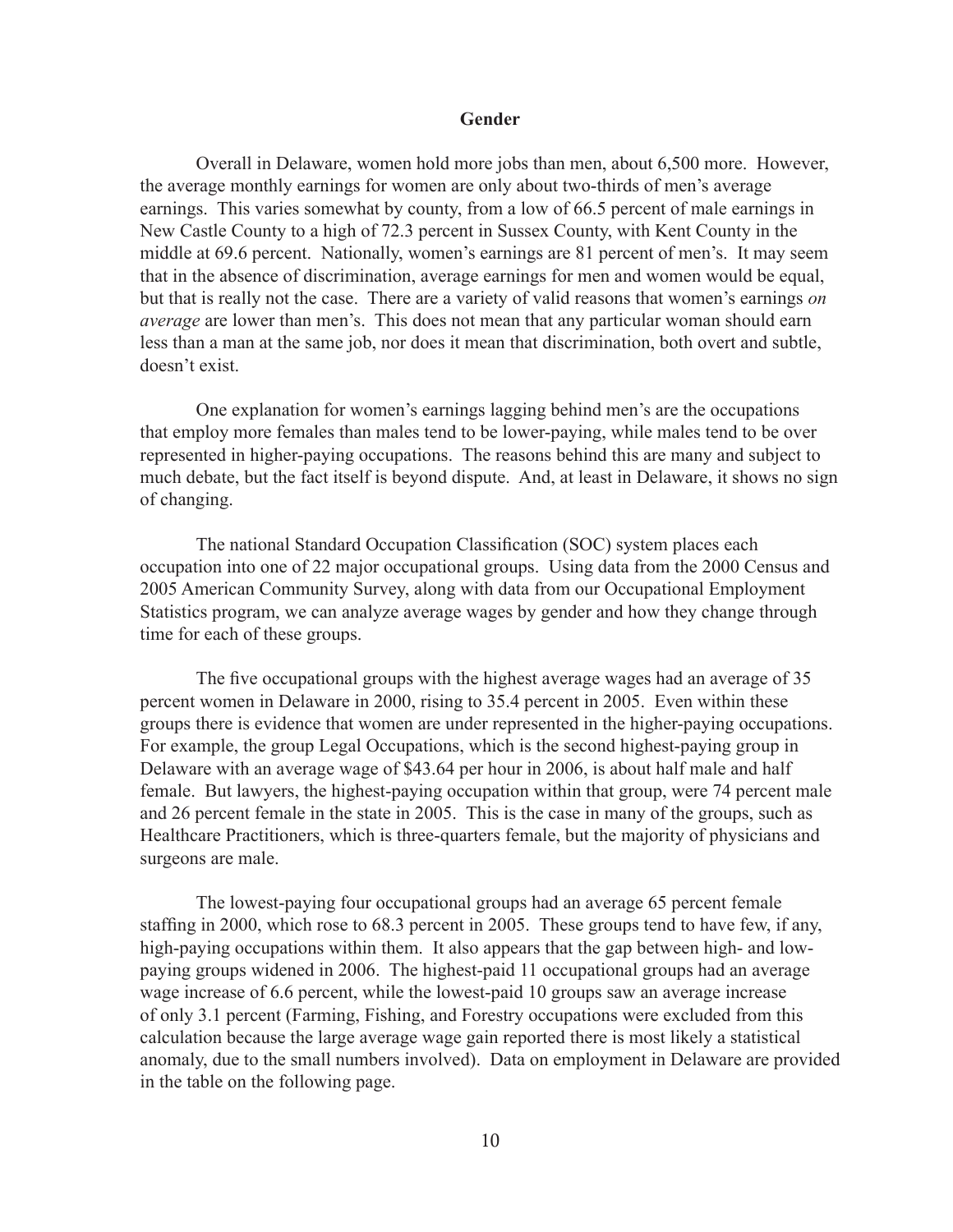## Gender

Overall in Delaware, women hold more jobs than men, about 6,500 more. However, the average monthly earnings for women are only about two-thirds of men's average earnings. This varies somewhat by county, from a low of 66.5 percent of male earnings in New Castle County to a high of 72.3 percent in Sussex County, with Kent County in the middle at 69.6 percent. Nationally, women's earnings are 81 percent of men's. It may seem that in the absence of discrimination, average earnings for men and women would be equal, but that is really not the case. There are a variety of valid reasons that women's earnings *on average* are lower than men's. This does not mean that any particular woman should earn less than a man at the same job, nor does it mean that discrimination, both overt and subtle, doesn't exist.

One explanation for women's earnings lagging behind men's are the occupations that employ more females than males tend to be lower-paying, while males tend to be over represented in higher-paying occupations. The reasons behind this are many and subject to much debate, but the fact itself is beyond dispute. And, at least in Delaware, it shows no sign of changing.

The national Standard Occupation Classification (SOC) system places each occupation into one of 22 major occupational groups. Using data from the 2000 Census and 2005 American Community Survey, along with data from our Occupational Employment Statistics program, we can analyze average wages by gender and how they change through time for each of these groups.

The five occupational groups with the highest average wages had an average of 35 percent women in Delaware in 2000, rising to 35.4 percent in 2005. Even within these groups there is evidence that women are under represented in the higher-paying occupations. For example, the group Legal Occupations, which is the second highest-paying group in Delaware with an average wage of $43.64 per hour in 2006, is about half male and half female. But lawyers, the highest-paying occupation within that group, were 74 percent male and 26 percent female in the state in 2005. This is the case in many of the groups, such as Healthcare Practitioners, which is three-quarters female, but the majority of physicians and surgeons are male.

The lowest-paying four occupational groups had an average 65 percent female staffing in 2000, which rose to 68.3 percent in 2005. These groups tend to have few, if any, high-paying occupations within them. It also appears that the gap between high- and low-paying groups widened in 2006. The highest-paid 11 occupational groups had an average wage increase of 6.6 percent, while the lowest-paid 10 groups saw an average increase of only 3.1 percent (Farming, Fishing, and Forestry occupations were excluded from this calculation because the large average wage gain reported there is most likely a statistical anomaly, due to the small numbers involved). Data on employment in Delaware are provided in the table on the following page.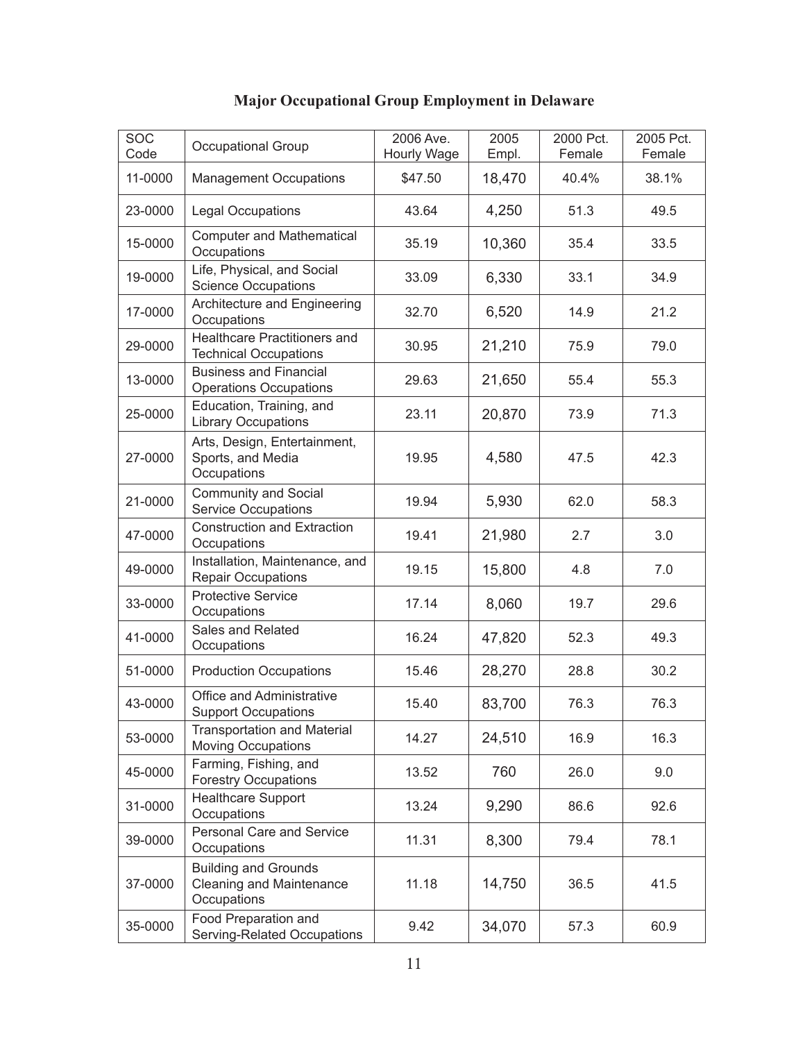# Major Occupational Group Employment in Delaware

| SOC Code | Occupational Group | 2006 Ave. Hourly Wage | 2005 Empl. | 2000 Pct. Female | 2005 Pct. Female |
|---|---|---|---|---|---|
| 11-0000 | Management Occupations | $47.50 | 18,470 | 40.4% | 38.1% |
| 23-0000 | Legal Occupations | 43.64 | 4,250 | 51.3 | 49.5 |
| 15-0000 | Computer and Mathematical Occupations | 35.19 | 10,360 | 35.4 | 33.5 |
| 19-0000 | Life, Physical, and Social Science Occupations | 33.09 | 6,330 | 33.1 | 34.9 |
| 17-0000 | Architecture and Engineering Occupations | 32.70 | 6,520 | 14.9 | 21.2 |
| 29-0000 | Healthcare Practitioners and Technical Occupations | 30.95 | 21,210 | 75.9 | 79.0 |
| 13-0000 | Business and Financial Operations Occupations | 29.63 | 21,650 | 55.4 | 55.3 |
| 25-0000 | Education, Training, and Library Occupations | 23.11 | 20,870 | 73.9 | 71.3 |
| 27-0000 | Arts, Design, Entertainment, Sports, and Media Occupations | 19.95 | 4,580 | 47.5 | 42.3 |
| 21-0000 | Community and Social Service Occupations | 19.94 | 5,930 | 62.0 | 58.3 |
| 47-0000 | Construction and Extraction Occupations | 19.41 | 21,980 | 2.7 | 3.0 |
| 49-0000 | Installation, Maintenance, and Repair Occupations | 19.15 | 15,800 | 4.8 | 7.0 |
| 33-0000 | Protective Service Occupations | 17.14 | 8,060 | 19.7 | 29.6 |
| 41-0000 | Sales and Related Occupations | 16.24 | 47,820 | 52.3 | 49.3 |
| 51-0000 | Production Occupations | 15.46 | 28,270 | 28.8 | 30.2 |
| 43-0000 | Office and Administrative Support Occupations | 15.40 | 83,700 | 76.3 | 76.3 |
| 53-0000 | Transportation and Material Moving Occupations | 14.27 | 24,510 | 16.9 | 16.3 |
| 45-0000 | Farming, Fishing, and Forestry Occupations | 13.52 | 760 | 26.0 | 9.0 |
| 31-0000 | Healthcare Support Occupations | 13.24 | 9,290 | 86.6 | 92.6 |
| 39-0000 | Personal Care and Service Occupations | 11.31 | 8,300 | 79.4 | 78.1 |
| 37-0000 | Building and Grounds Cleaning and Maintenance Occupations | 11.18 | 14,750 | 36.5 | 41.5 |
| 35-0000 | Food Preparation and Serving-Related Occupations | 9.42 | 34,070 | 57.3 | 60.9 |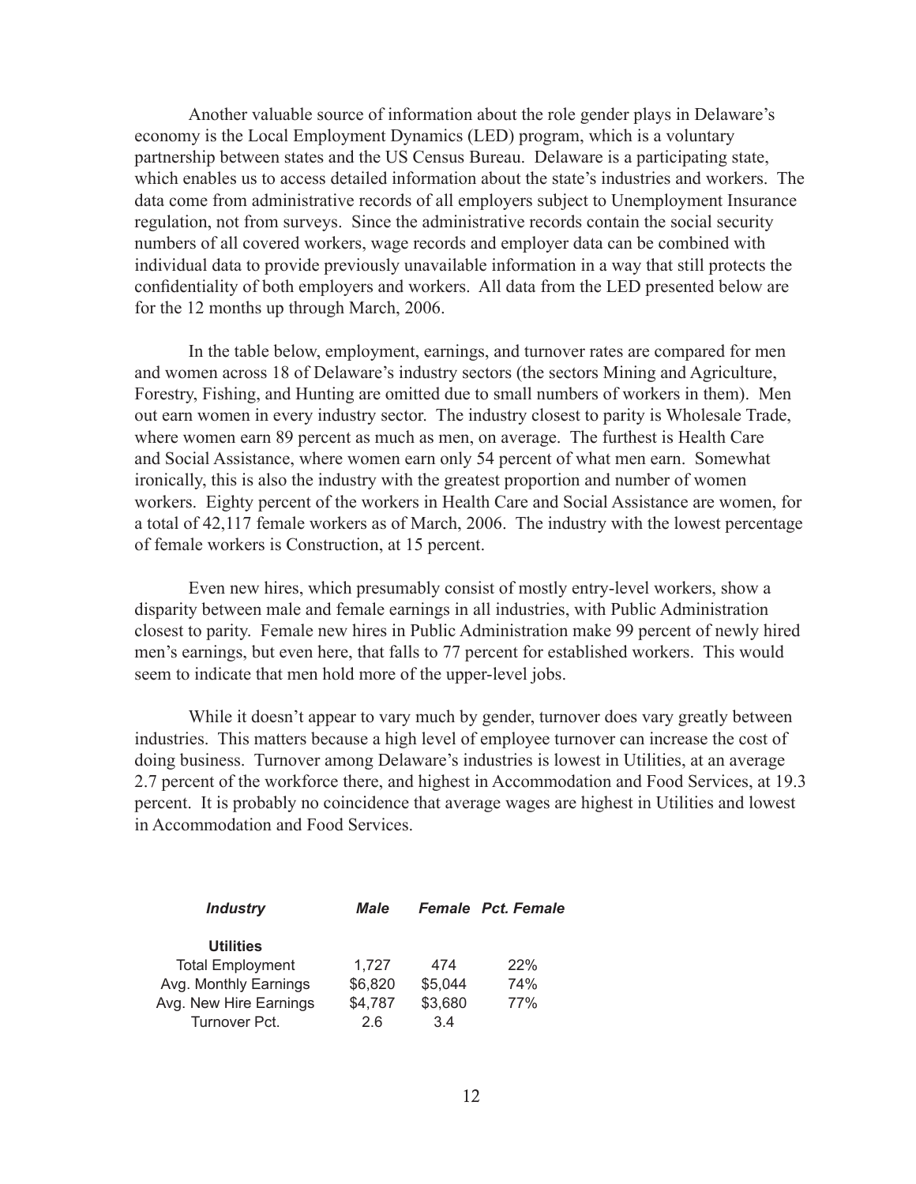Another valuable source of information about the role gender plays in Delaware's economy is the Local Employment Dynamics (LED) program, which is a voluntary partnership between states and the US Census Bureau. Delaware is a participating state, which enables us to access detailed information about the state's industries and workers. The data come from administrative records of all employers subject to Unemployment Insurance regulation, not from surveys. Since the administrative records contain the social security numbers of all covered workers, wage records and employer data can be combined with individual data to provide previously unavailable information in a way that still protects the confidentiality of both employers and workers. All data from the LED presented below are for the 12 months up through March, 2006.

In the table below, employment, earnings, and turnover rates are compared for men and women across 18 of Delaware's industry sectors (the sectors Mining and Agriculture, Forestry, Fishing, and Hunting are omitted due to small numbers of workers in them). Men out earn women in every industry sector. The industry closest to parity is Wholesale Trade, where women earn 89 percent as much as men, on average. The furthest is Health Care and Social Assistance, where women earn only 54 percent of what men earn. Somewhat ironically, this is also the industry with the greatest proportion and number of women workers. Eighty percent of the workers in Health Care and Social Assistance are women, for a total of 42,117 female workers as of March, 2006. The industry with the lowest percentage of female workers is Construction, at 15 percent.

Even new hires, which presumably consist of mostly entry-level workers, show a disparity between male and female earnings in all industries, with Public Administration closest to parity. Female new hires in Public Administration make 99 percent of newly hired men's earnings, but even here, that falls to 77 percent for established workers. This would seem to indicate that men hold more of the upper-level jobs.

While it doesn't appear to vary much by gender, turnover does vary greatly between industries. This matters because a high level of employee turnover can increase the cost of doing business. Turnover among Delaware's industries is lowest in Utilities, at an average 2.7 percent of the workforce there, and highest in Accommodation and Food Services, at 19.3 percent. It is probably no coincidence that average wages are highest in Utilities and lowest in Accommodation and Food Services.

| *Industry* | *Male* | *Female* | *Pct. Female* |
|---|---|---|---|
| **Utilities** | | | |
| Total Employment | 1,727 | 474 | 22% |
| Avg. Monthly Earnings | $6,820 | $5,044 | 74% |
| Avg. New Hire Earnings | $4,787 | $3,680 | 77% |
| Turnover Pct. | 2.6 | 3.4 | |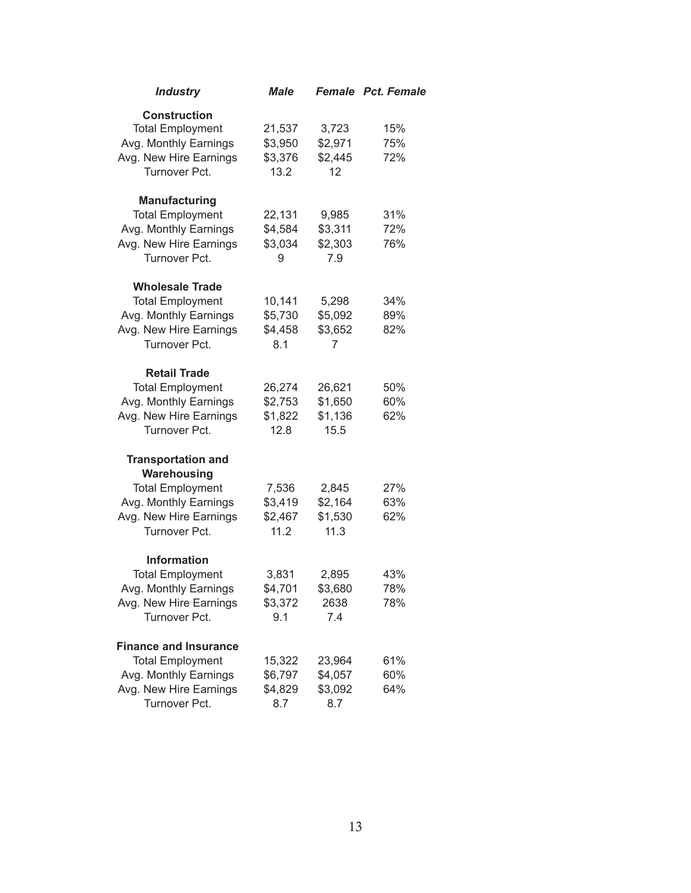| *Industry* | *Male* | *Female* | *Pct. Female* |
|---|---|---|---|
| **Construction** | | | |
| Total Employment | 21,537 | 3,723 | 15% |
| Avg. Monthly Earnings | $3,950 | $2,971 | 75% |
| Avg. New Hire Earnings | $3,376 | $2,445 | 72% |
| Turnover Pct. | 13.2 | 12 | |
| **Manufacturing** | | | |
| Total Employment | 22,131 | 9,985 | 31% |
| Avg. Monthly Earnings | $4,584 | $3,311 | 72% |
| Avg. New Hire Earnings | $3,034 | $2,303 | 76% |
| Turnover Pct. | 9 | 7.9 | |
| **Wholesale Trade** | | | |
| Total Employment | 10,141 | 5,298 | 34% |
| Avg. Monthly Earnings | $5,730 | $5,092 | 89% |
| Avg. New Hire Earnings | $4,458 | $3,652 | 82% |
| Turnover Pct. | 8.1 | 7 | |
| **Retail Trade** | | | |
| Total Employment | 26,274 | 26,621 | 50% |
| Avg. Monthly Earnings | $2,753 | $1,650 | 60% |
| Avg. New Hire Earnings | $1,822 | $1,136 | 62% |
| Turnover Pct. | 12.8 | 15.5 | |
| **Transportation and Warehousing** | | | |
| Total Employment | 7,536 | 2,845 | 27% |
| Avg. Monthly Earnings | $3,419 | $2,164 | 63% |
| Avg. New Hire Earnings | $2,467 | $1,530 | 62% |
| Turnover Pct. | 11.2 | 11.3 | |
| **Information** | | | |
| Total Employment | 3,831 | 2,895 | 43% |
| Avg. Monthly Earnings | $4,701 | $3,680 | 78% |
| Avg. New Hire Earnings | $3,372 | 2638 | 78% |
| Turnover Pct. | 9.1 | 7.4 | |
| **Finance and Insurance** | | | |
| Total Employment | 15,322 | 23,964 | 61% |
| Avg. Monthly Earnings | $6,797 | $4,057 | 60% |
| Avg. New Hire Earnings | $4,829 | $3,092 | 64% |
| Turnover Pct. | 8.7 | 8.7 | |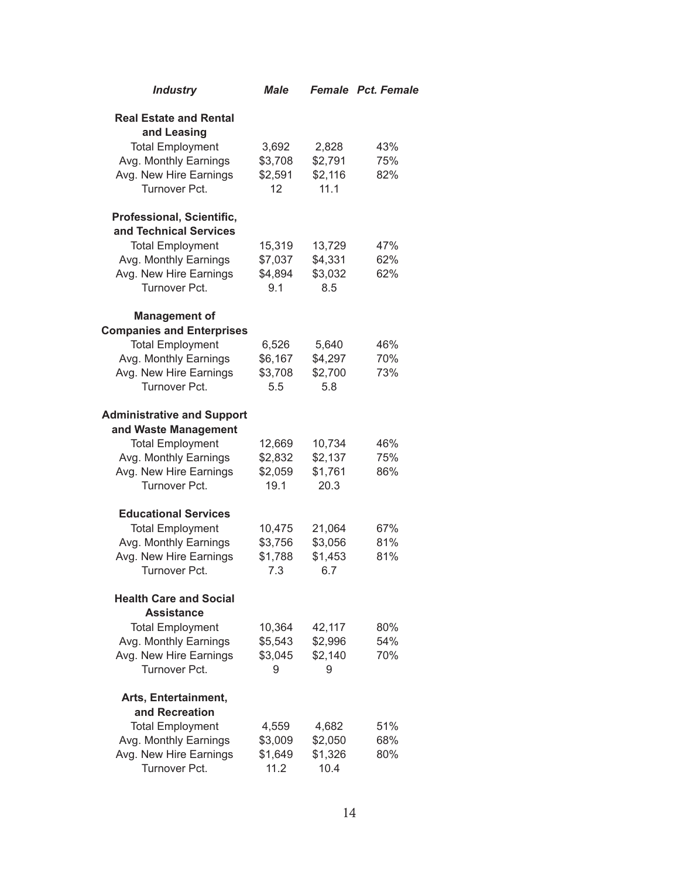| *Industry* | *Male* | *Female* | *Pct. Female* |
|---|---|---|---|
| **Real Estate and Rental and Leasing** | | | |
| Total Employment | 3,692 | 2,828 | 43% |
| Avg. Monthly Earnings | $3,708 | $2,791 | 75% |
| Avg. New Hire Earnings | $2,591 | $2,116 | 82% |
| Turnover Pct. | 12 | 11.1 | |
| **Professional, Scientific, and Technical Services** | | | |
| Total Employment | 15,319 | 13,729 | 47% |
| Avg. Monthly Earnings | $7,037 | $4,331 | 62% |
| Avg. New Hire Earnings | $4,894 | $3,032 | 62% |
| Turnover Pct. | 9.1 | 8.5 | |
| **Management of Companies and Enterprises** | | | |
| Total Employment | 6,526 | 5,640 | 46% |
| Avg. Monthly Earnings | $6,167 | $4,297 | 70% |
| Avg. New Hire Earnings | $3,708 | $2,700 | 73% |
| Turnover Pct. | 5.5 | 5.8 | |
| **Administrative and Support and Waste Management** | | | |
| Total Employment | 12,669 | 10,734 | 46% |
| Avg. Monthly Earnings | $2,832 | $2,137 | 75% |
| Avg. New Hire Earnings | $2,059 | $1,761 | 86% |
| Turnover Pct. | 19.1 | 20.3 | |
| **Educational Services** | | | |
| Total Employment | 10,475 | 21,064 | 67% |
| Avg. Monthly Earnings | $3,756 | $3,056 | 81% |
| Avg. New Hire Earnings | $1,788 | $1,453 | 81% |
| Turnover Pct. | 7.3 | 6.7 | |
| **Health Care and Social Assistance** | | | |
| Total Employment | 10,364 | 42,117 | 80% |
| Avg. Monthly Earnings | $5,543 | $2,996 | 54% |
| Avg. New Hire Earnings | $3,045 | $2,140 | 70% |
| Turnover Pct. | 9 | 9 | |
| **Arts, Entertainment, and Recreation** | | | |
| Total Employment | 4,559 | 4,682 | 51% |
| Avg. Monthly Earnings | $3,009 | $2,050 | 68% |
| Avg. New Hire Earnings | $1,649 | $1,326 | 80% |
| Turnover Pct. | 11.2 | 10.4 | |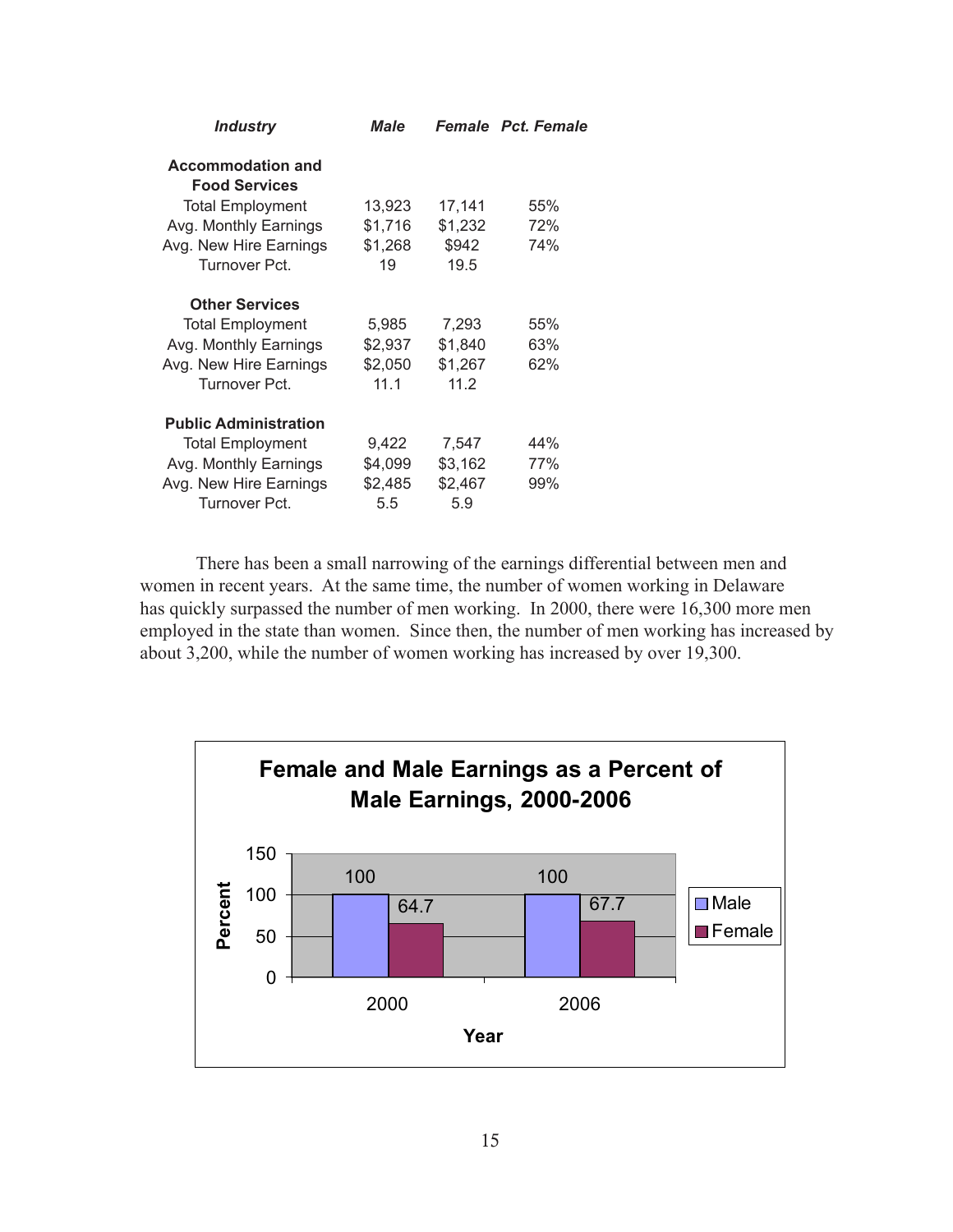| Industry | Male | Female | Pct. Female |
|---|---|---|---|
| **Accommodation and Food Services** | | | |
| Total Employment | 13,923 | 17,141 | 55% |
| Avg. Monthly Earnings | $1,716 | $1,232 | 72% |
| Avg. New Hire Earnings | $1,268 | $942 | 74% |
| Turnover Pct. | 19 | 19.5 | |
| **Other Services** | | | |
| Total Employment | 5,985 | 7,293 | 55% |
| Avg. Monthly Earnings | $2,937 | $1,840 | 63% |
| Avg. New Hire Earnings | $2,050 | $1,267 | 62% |
| Turnover Pct. | 11.1 | 11.2 | |
| **Public Administration** | | | |
| Total Employment | 9,422 | 7,547 | 44% |
| Avg. Monthly Earnings | $4,099 | $3,162 | 77% |
| Avg. New Hire Earnings | $2,485 | $2,467 | 99% |
| Turnover Pct. | 5.5 | 5.9 | |

There has been a small narrowing of the earnings differential between men and women in recent years. At the same time, the number of women working in Delaware has quickly surpassed the number of men working. In 2000, there were 16,300 more men employed in the state than women. Since then, the number of men working has increased by about 3,200, while the number of women working has increased by over 19,300.

**Female and Male Earnings as a Percent of Male Earnings, 2000-2006**

| Year | Male | Female |
|---|---|---|
| 2000 | 100 | 64.7 |
| 2006 | 100 | 67.7 |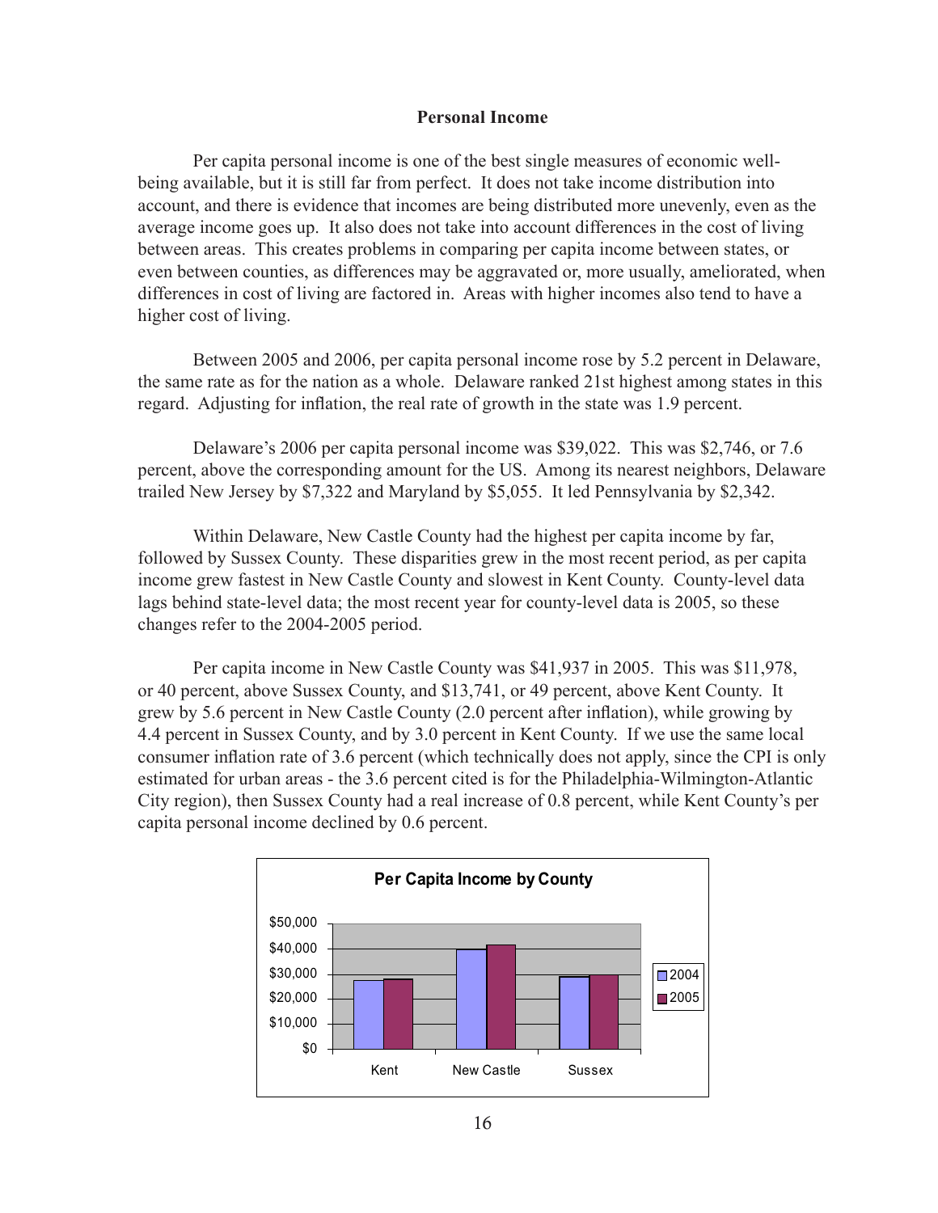# Personal Income

Per capita personal income is one of the best single measures of economic well-being available, but it is still far from perfect. It does not take income distribution into account, and there is evidence that incomes are being distributed more unevenly, even as the average income goes up. It also does not take into account differences in the cost of living between areas. This creates problems in comparing per capita income between states, or even between counties, as differences may be aggravated or, more usually, ameliorated, when differences in cost of living are factored in. Areas with higher incomes also tend to have a higher cost of living.

Between 2005 and 2006, per capita personal income rose by 5.2 percent in Delaware, the same rate as for the nation as a whole. Delaware ranked 21st highest among states in this regard. Adjusting for inflation, the real rate of growth in the state was 1.9 percent.

Delaware's 2006 per capita personal income was $39,022. This was $2,746, or 7.6 percent, above the corresponding amount for the US. Among its nearest neighbors, Delaware trailed New Jersey by $7,322 and Maryland by $5,055. It led Pennsylvania by $2,342.

Within Delaware, New Castle County had the highest per capita income by far, followed by Sussex County. These disparities grew in the most recent period, as per capita income grew fastest in New Castle County and slowest in Kent County. County-level data lags behind state-level data; the most recent year for county-level data is 2005, so these changes refer to the 2004-2005 period.

Per capita income in New Castle County was $41,937 in 2005. This was $11,978, or 40 percent, above Sussex County, and $13,741, or 49 percent, above Kent County. It grew by 5.6 percent in New Castle County (2.0 percent after inflation), while growing by 4.4 percent in Sussex County, and by 3.0 percent in Kent County. If we use the same local consumer inflation rate of 3.6 percent (which technically does not apply, since the CPI is only estimated for urban areas - the 3.6 percent cited is for the Philadelphia-Wilmington-Atlantic City region), then Sussex County had a real increase of 0.8 percent, while Kent County's per capita personal income declined by 0.6 percent.

**Per Capita Income by County**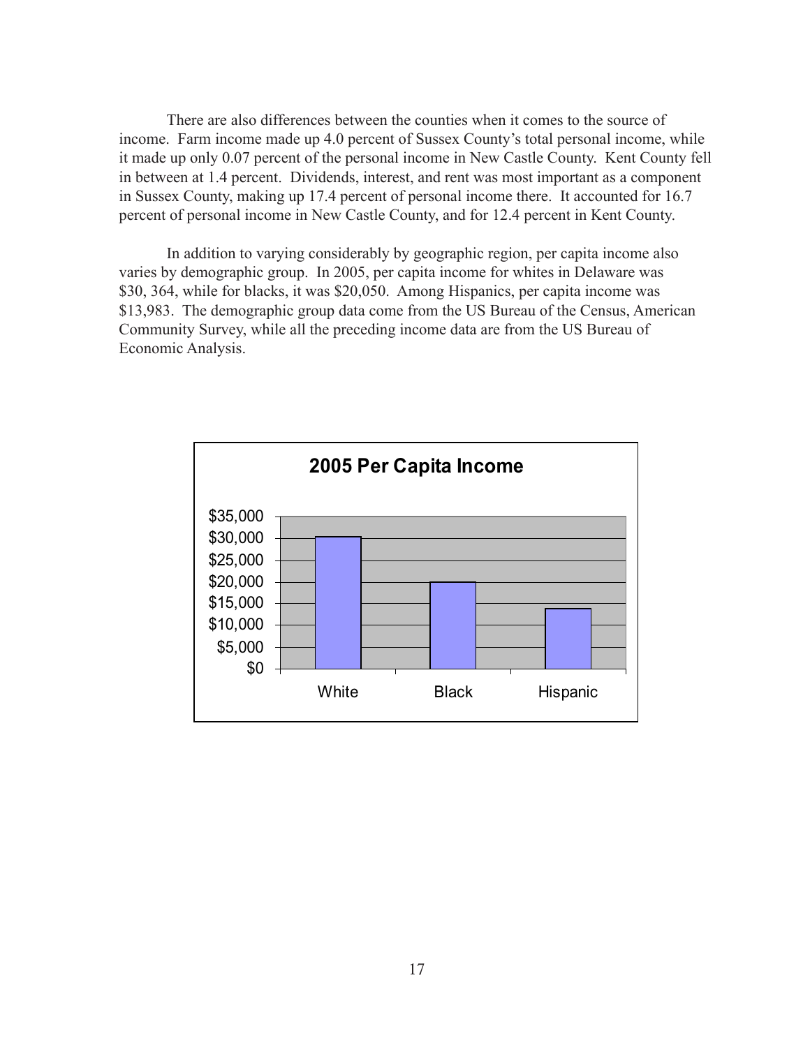There are also differences between the counties when it comes to the source of income. Farm income made up 4.0 percent of Sussex County's total personal income, while it made up only 0.07 percent of the personal income in New Castle County. Kent County fell in between at 1.4 percent. Dividends, interest, and rent was most important as a component in Sussex County, making up 17.4 percent of personal income there. It accounted for 16.7 percent of personal income in New Castle County, and for 12.4 percent in Kent County.

In addition to varying considerably by geographic region, per capita income also varies by demographic group. In 2005, per capita income for whites in Delaware was $30, 364, while for blacks, it was $20,050. Among Hispanics, per capita income was $13,983. The demographic group data come from the US Bureau of the Census, American Community Survey, while all the preceding income data are from the US Bureau of Economic Analysis.

**2005 Per Capita Income**

| Group | Per Capita Income |
| --- | --- |
| White | $30,364 |
| Black | $20,050 |
| Hispanic | $13,983 |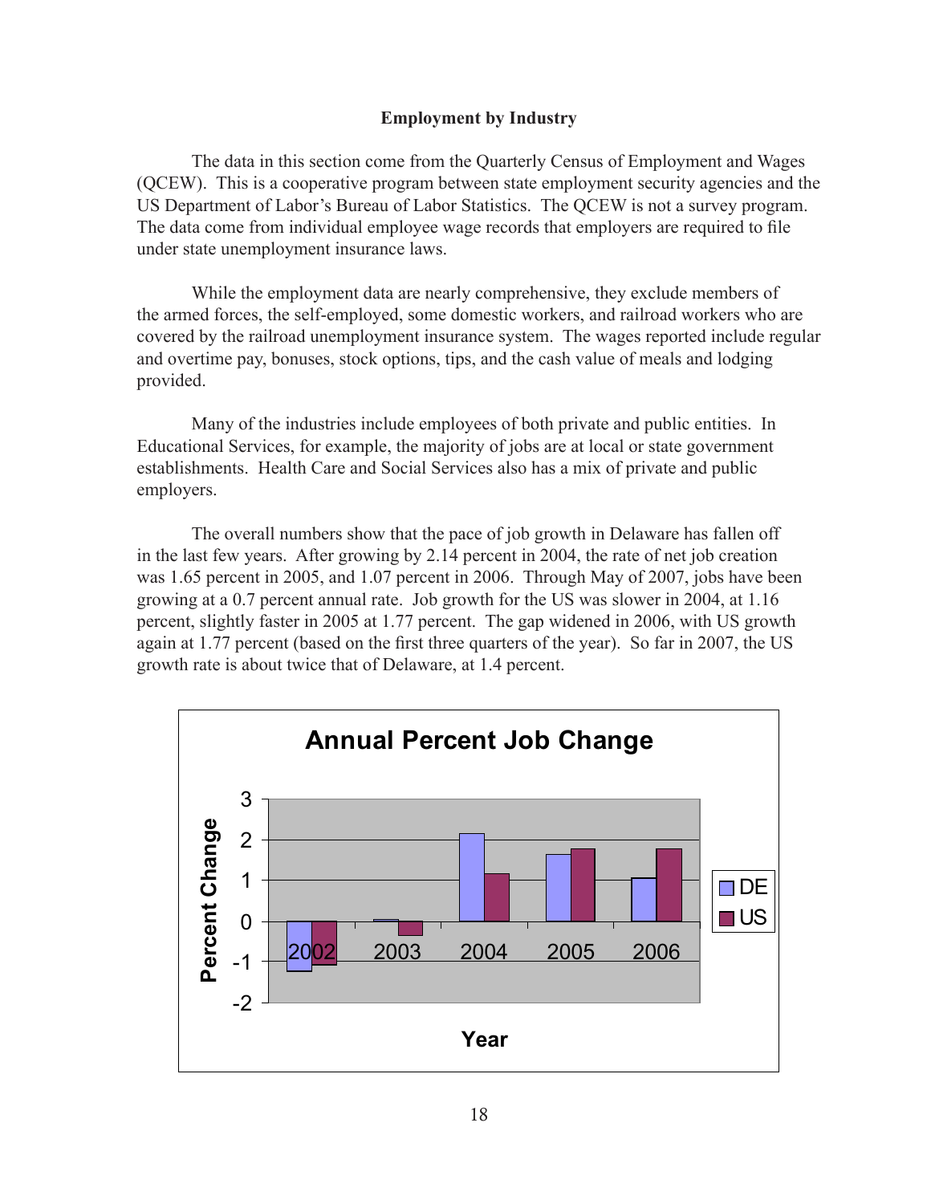**Employment by Industry**

The data in this section come from the Quarterly Census of Employment and Wages (QCEW). This is a cooperative program between state employment security agencies and the US Department of Labor's Bureau of Labor Statistics. The QCEW is not a survey program. The data come from individual employee wage records that employers are required to file under state unemployment insurance laws.

While the employment data are nearly comprehensive, they exclude members of the armed forces, the self-employed, some domestic workers, and railroad workers who are covered by the railroad unemployment insurance system. The wages reported include regular and overtime pay, bonuses, stock options, tips, and the cash value of meals and lodging provided.

Many of the industries include employees of both private and public entities. In Educational Services, for example, the majority of jobs are at local or state government establishments. Health Care and Social Services also has a mix of private and public employers.

The overall numbers show that the pace of job growth in Delaware has fallen off in the last few years. After growing by 2.14 percent in 2004, the rate of net job creation was 1.65 percent in 2005, and 1.07 percent in 2006. Through May of 2007, jobs have been growing at a 0.7 percent annual rate. Job growth for the US was slower in 2004, at 1.16 percent, slightly faster in 2005 at 1.77 percent. The gap widened in 2006, with US growth again at 1.77 percent (based on the first three quarters of the year). So far in 2007, the US growth rate is about twice that of Delaware, at 1.4 percent.

**Annual Percent Job Change**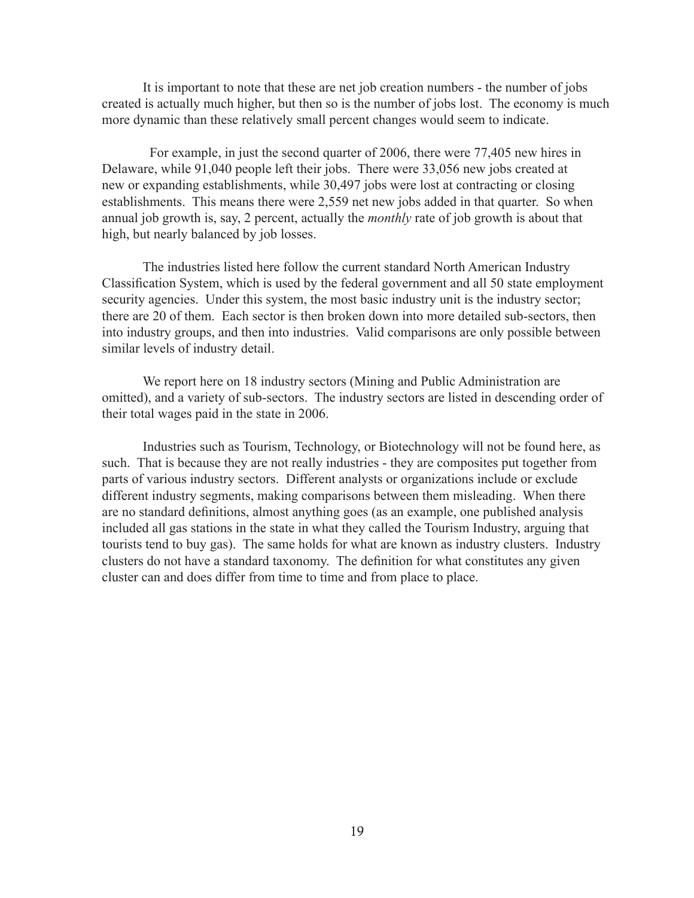It is important to note that these are net job creation numbers - the number of jobs created is actually much higher, but then so is the number of jobs lost. The economy is much more dynamic than these relatively small percent changes would seem to indicate.

For example, in just the second quarter of 2006, there were 77,405 new hires in Delaware, while 91,040 people left their jobs. There were 33,056 new jobs created at new or expanding establishments, while 30,497 jobs were lost at contracting or closing establishments. This means there were 2,559 net new jobs added in that quarter. So when annual job growth is, say, 2 percent, actually the *monthly* rate of job growth is about that high, but nearly balanced by job losses.

The industries listed here follow the current standard North American Industry Classification System, which is used by the federal government and all 50 state employment security agencies. Under this system, the most basic industry unit is the industry sector; there are 20 of them. Each sector is then broken down into more detailed sub-sectors, then into industry groups, and then into industries. Valid comparisons are only possible between similar levels of industry detail.

We report here on 18 industry sectors (Mining and Public Administration are omitted), and a variety of sub-sectors. The industry sectors are listed in descending order of their total wages paid in the state in 2006.

Industries such as Tourism, Technology, or Biotechnology will not be found here, as such. That is because they are not really industries - they are composites put together from parts of various industry sectors. Different analysts or organizations include or exclude different industry segments, making comparisons between them misleading. When there are no standard definitions, almost anything goes (as an example, one published analysis included all gas stations in the state in what they called the Tourism Industry, arguing that tourists tend to buy gas). The same holds for what are known as industry clusters. Industry clusters do not have a standard taxonomy. The definition for what constitutes any given cluster can and does differ from time to time and from place to place.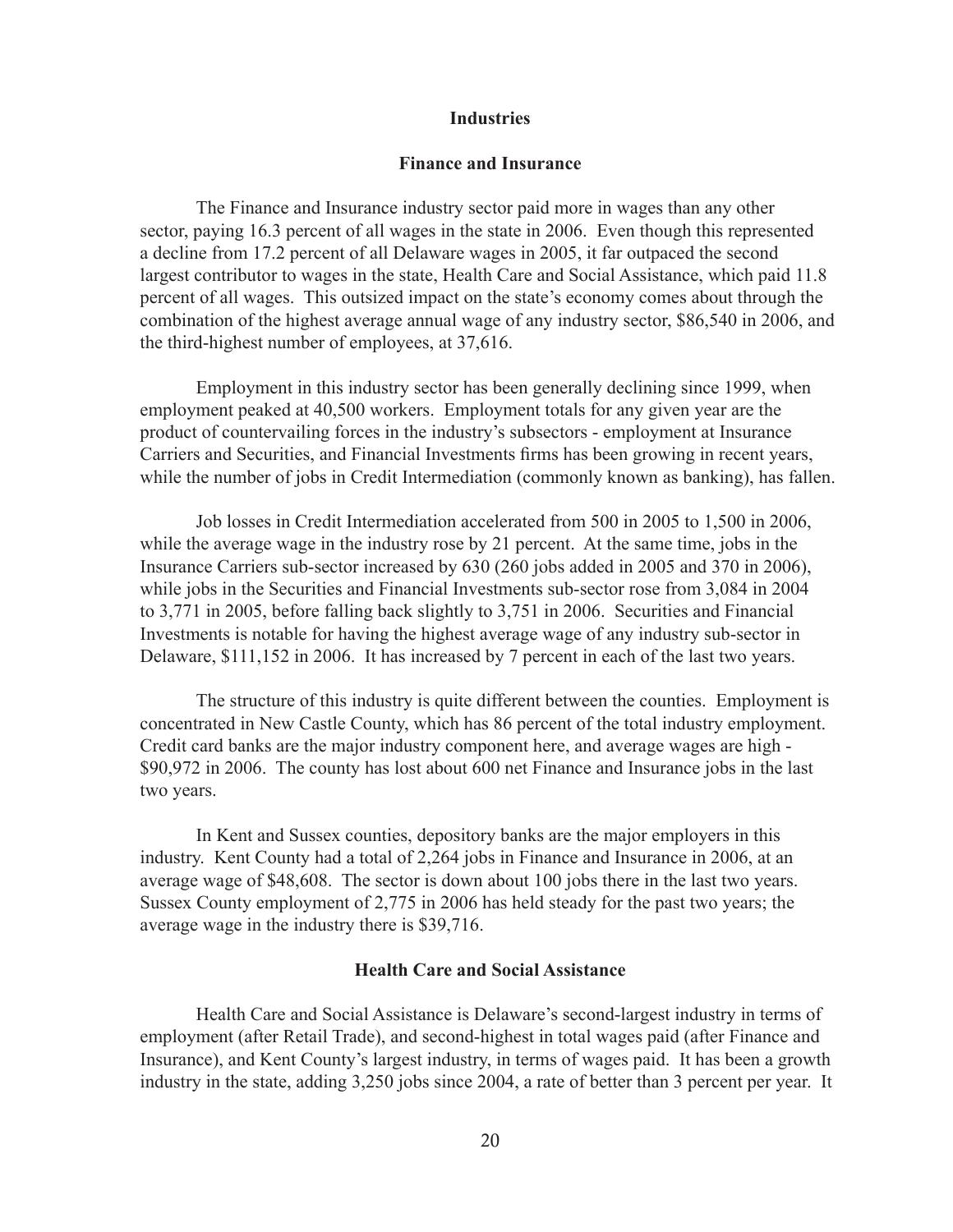# Industries

## Finance and Insurance

The Finance and Insurance industry sector paid more in wages than any other sector, paying 16.3 percent of all wages in the state in 2006. Even though this represented a decline from 17.2 percent of all Delaware wages in 2005, it far outpaced the second largest contributor to wages in the state, Health Care and Social Assistance, which paid 11.8 percent of all wages. This outsized impact on the state's economy comes about through the combination of the highest average annual wage of any industry sector, $86,540 in 2006, and the third-highest number of employees, at 37,616.

Employment in this industry sector has been generally declining since 1999, when employment peaked at 40,500 workers. Employment totals for any given year are the product of countervailing forces in the industry's subsectors - employment at Insurance Carriers and Securities, and Financial Investments firms has been growing in recent years, while the number of jobs in Credit Intermediation (commonly known as banking), has fallen.

Job losses in Credit Intermediation accelerated from 500 in 2005 to 1,500 in 2006, while the average wage in the industry rose by 21 percent. At the same time, jobs in the Insurance Carriers sub-sector increased by 630 (260 jobs added in 2005 and 370 in 2006), while jobs in the Securities and Financial Investments sub-sector rose from 3,084 in 2004 to 3,771 in 2005, before falling back slightly to 3,751 in 2006. Securities and Financial Investments is notable for having the highest average wage of any industry sub-sector in Delaware, $111,152 in 2006. It has increased by 7 percent in each of the last two years.

The structure of this industry is quite different between the counties. Employment is concentrated in New Castle County, which has 86 percent of the total industry employment. Credit card banks are the major industry component here, and average wages are high - $90,972 in 2006. The county has lost about 600 net Finance and Insurance jobs in the last two years.

In Kent and Sussex counties, depository banks are the major employers in this industry. Kent County had a total of 2,264 jobs in Finance and Insurance in 2006, at an average wage of $48,608. The sector is down about 100 jobs there in the last two years. Sussex County employment of 2,775 in 2006 has held steady for the past two years; the average wage in the industry there is $39,716.

## Health Care and Social Assistance

Health Care and Social Assistance is Delaware's second-largest industry in terms of employment (after Retail Trade), and second-highest in total wages paid (after Finance and Insurance), and Kent County's largest industry, in terms of wages paid. It has been a growth industry in the state, adding 3,250 jobs since 2004, a rate of better than 3 percent per year. It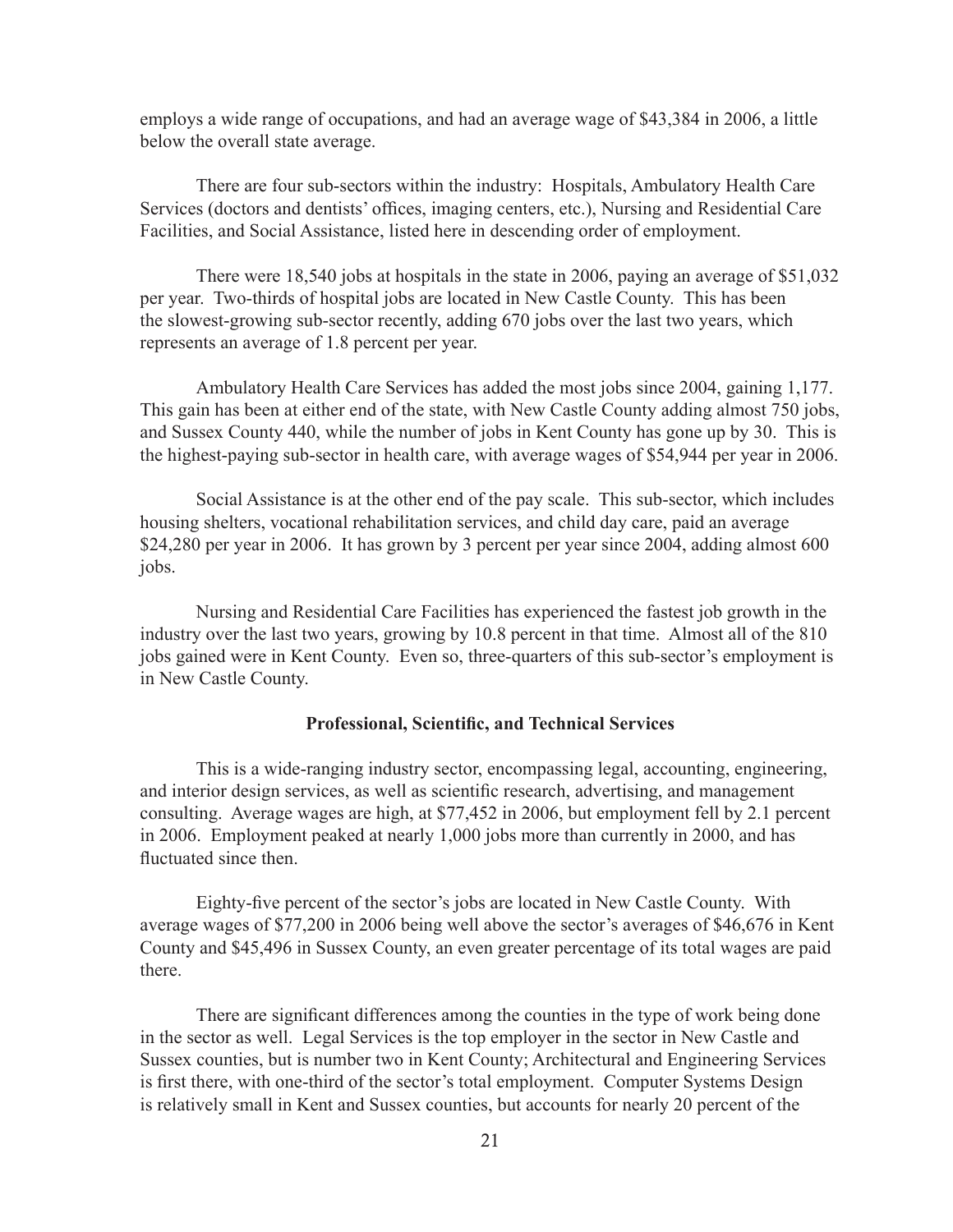employs a wide range of occupations, and had an average wage of $43,384 in 2006, a little below the overall state average.

There are four sub-sectors within the industry: Hospitals, Ambulatory Health Care Services (doctors and dentists' offices, imaging centers, etc.), Nursing and Residential Care Facilities, and Social Assistance, listed here in descending order of employment.

There were 18,540 jobs at hospitals in the state in 2006, paying an average of $51,032 per year. Two-thirds of hospital jobs are located in New Castle County. This has been the slowest-growing sub-sector recently, adding 670 jobs over the last two years, which represents an average of 1.8 percent per year.

Ambulatory Health Care Services has added the most jobs since 2004, gaining 1,177. This gain has been at either end of the state, with New Castle County adding almost 750 jobs, and Sussex County 440, while the number of jobs in Kent County has gone up by 30. This is the highest-paying sub-sector in health care, with average wages of $54,944 per year in 2006.

Social Assistance is at the other end of the pay scale. This sub-sector, which includes housing shelters, vocational rehabilitation services, and child day care, paid an average $24,280 per year in 2006. It has grown by 3 percent per year since 2004, adding almost 600 jobs.

Nursing and Residential Care Facilities has experienced the fastest job growth in the industry over the last two years, growing by 10.8 percent in that time. Almost all of the 810 jobs gained were in Kent County. Even so, three-quarters of this sub-sector's employment is in New Castle County.

### Professional, Scientific, and Technical Services

This is a wide-ranging industry sector, encompassing legal, accounting, engineering, and interior design services, as well as scientific research, advertising, and management consulting. Average wages are high, at $77,452 in 2006, but employment fell by 2.1 percent in 2006. Employment peaked at nearly 1,000 jobs more than currently in 2000, and has fluctuated since then.

Eighty-five percent of the sector's jobs are located in New Castle County. With average wages of $77,200 in 2006 being well above the sector's averages of $46,676 in Kent County and $45,496 in Sussex County, an even greater percentage of its total wages are paid there.

There are significant differences among the counties in the type of work being done in the sector as well. Legal Services is the top employer in the sector in New Castle and Sussex counties, but is number two in Kent County; Architectural and Engineering Services is first there, with one-third of the sector's total employment. Computer Systems Design is relatively small in Kent and Sussex counties, but accounts for nearly 20 percent of the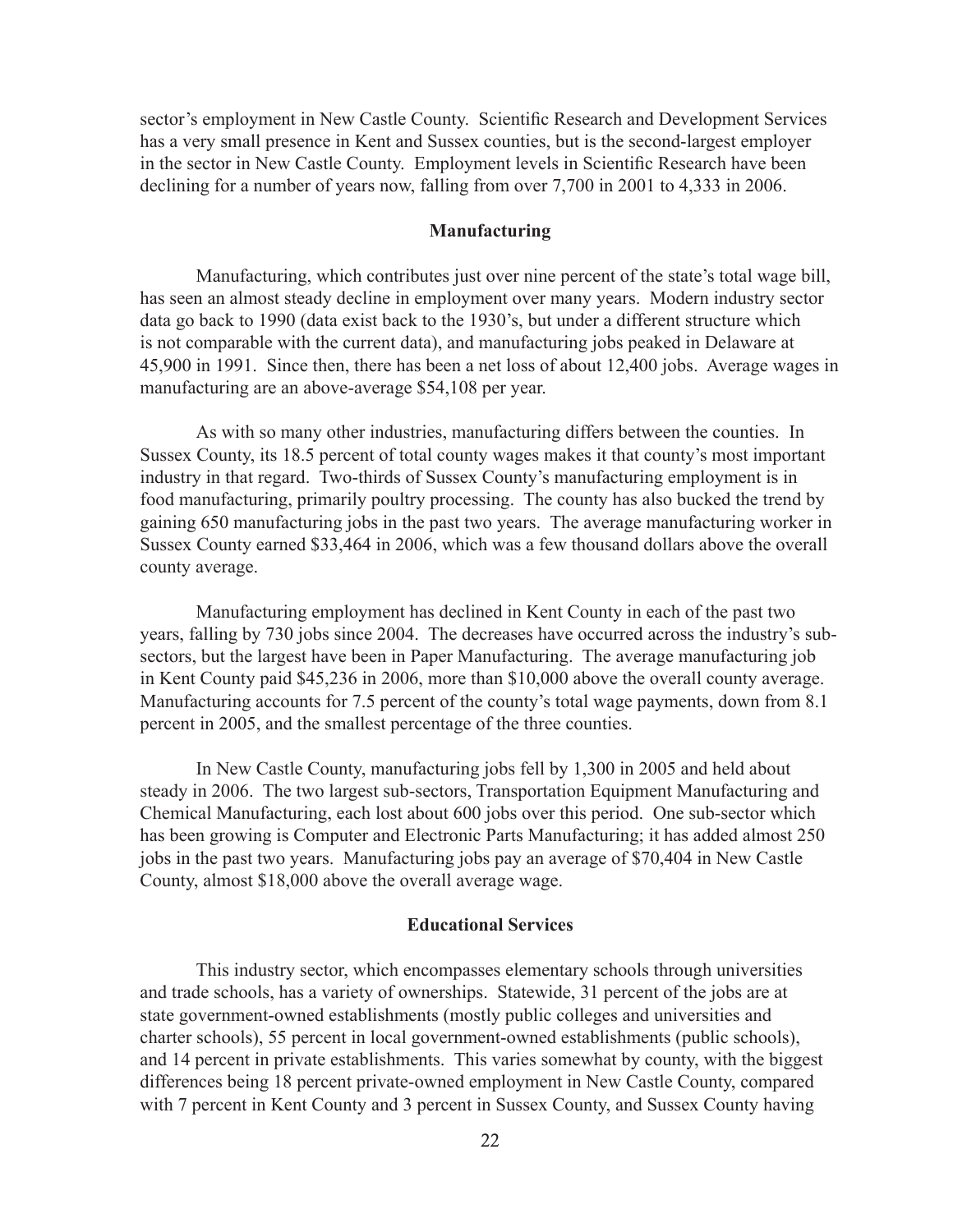sector's employment in New Castle County. Scientific Research and Development Services has a very small presence in Kent and Sussex counties, but is the second-largest employer in the sector in New Castle County. Employment levels in Scientific Research have been declining for a number of years now, falling from over 7,700 in 2001 to 4,333 in 2006.

### Manufacturing

Manufacturing, which contributes just over nine percent of the state's total wage bill, has seen an almost steady decline in employment over many years. Modern industry sector data go back to 1990 (data exist back to the 1930's, but under a different structure which is not comparable with the current data), and manufacturing jobs peaked in Delaware at 45,900 in 1991. Since then, there has been a net loss of about 12,400 jobs. Average wages in manufacturing are an above-average $54,108 per year.

As with so many other industries, manufacturing differs between the counties. In Sussex County, its 18.5 percent of total county wages makes it that county's most important industry in that regard. Two-thirds of Sussex County's manufacturing employment is in food manufacturing, primarily poultry processing. The county has also bucked the trend by gaining 650 manufacturing jobs in the past two years. The average manufacturing worker in Sussex County earned $33,464 in 2006, which was a few thousand dollars above the overall county average.

Manufacturing employment has declined in Kent County in each of the past two years, falling by 730 jobs since 2004. The decreases have occurred across the industry's sub-sectors, but the largest have been in Paper Manufacturing. The average manufacturing job in Kent County paid $45,236 in 2006, more than $10,000 above the overall county average. Manufacturing accounts for 7.5 percent of the county's total wage payments, down from 8.1 percent in 2005, and the smallest percentage of the three counties.

In New Castle County, manufacturing jobs fell by 1,300 in 2005 and held about steady in 2006. The two largest sub-sectors, Transportation Equipment Manufacturing and Chemical Manufacturing, each lost about 600 jobs over this period. One sub-sector which has been growing is Computer and Electronic Parts Manufacturing; it has added almost 250 jobs in the past two years. Manufacturing jobs pay an average of $70,404 in New Castle County, almost $18,000 above the overall average wage.

### Educational Services

This industry sector, which encompasses elementary schools through universities and trade schools, has a variety of ownerships. Statewide, 31 percent of the jobs are at state government-owned establishments (mostly public colleges and universities and charter schools), 55 percent in local government-owned establishments (public schools), and 14 percent in private establishments. This varies somewhat by county, with the biggest differences being 18 percent private-owned employment in New Castle County, compared with 7 percent in Kent County and 3 percent in Sussex County, and Sussex County having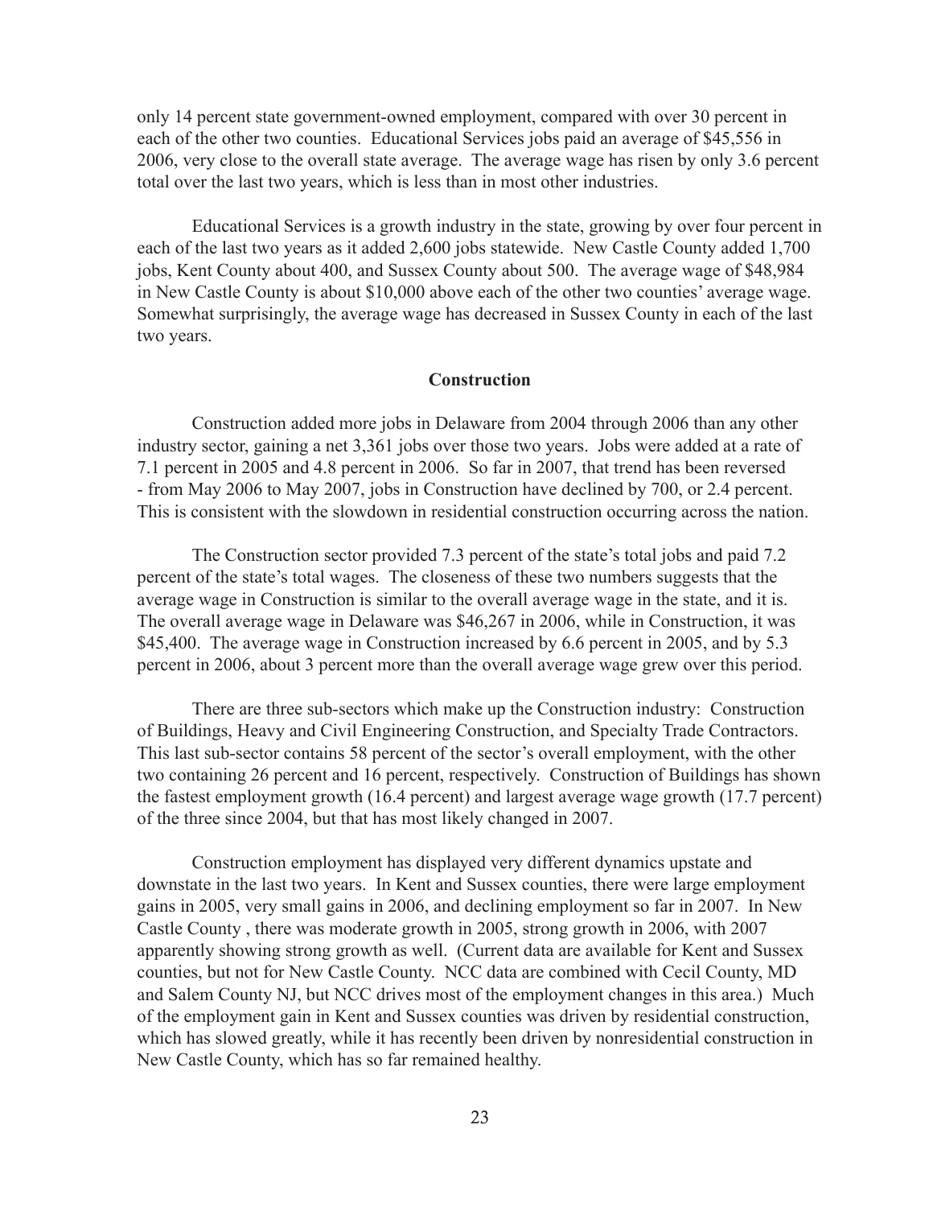only 14 percent state government-owned employment, compared with over 30 percent in each of the other two counties. Educational Services jobs paid an average of $45,556 in 2006, very close to the overall state average. The average wage has risen by only 3.6 percent total over the last two years, which is less than in most other industries.

Educational Services is a growth industry in the state, growing by over four percent in each of the last two years as it added 2,600 jobs statewide. New Castle County added 1,700 jobs, Kent County about 400, and Sussex County about 500. The average wage of $48,984 in New Castle County is about $10,000 above each of the other two counties' average wage. Somewhat surprisingly, the average wage has decreased in Sussex County in each of the last two years.

## Construction

Construction added more jobs in Delaware from 2004 through 2006 than any other industry sector, gaining a net 3,361 jobs over those two years. Jobs were added at a rate of 7.1 percent in 2005 and 4.8 percent in 2006. So far in 2007, that trend has been reversed - from May 2006 to May 2007, jobs in Construction have declined by 700, or 2.4 percent. This is consistent with the slowdown in residential construction occurring across the nation.

The Construction sector provided 7.3 percent of the state's total jobs and paid 7.2 percent of the state's total wages. The closeness of these two numbers suggests that the average wage in Construction is similar to the overall average wage in the state, and it is. The overall average wage in Delaware was $46,267 in 2006, while in Construction, it was $45,400. The average wage in Construction increased by 6.6 percent in 2005, and by 5.3 percent in 2006, about 3 percent more than the overall average wage grew over this period.

There are three sub-sectors which make up the Construction industry: Construction of Buildings, Heavy and Civil Engineering Construction, and Specialty Trade Contractors. This last sub-sector contains 58 percent of the sector's overall employment, with the other two containing 26 percent and 16 percent, respectively. Construction of Buildings has shown the fastest employment growth (16.4 percent) and largest average wage growth (17.7 percent) of the three since 2004, but that has most likely changed in 2007.

Construction employment has displayed very different dynamics upstate and downstate in the last two years. In Kent and Sussex counties, there were large employment gains in 2005, very small gains in 2006, and declining employment so far in 2007. In New Castle County , there was moderate growth in 2005, strong growth in 2006, with 2007 apparently showing strong growth as well. (Current data are available for Kent and Sussex counties, but not for New Castle County. NCC data are combined with Cecil County, MD and Salem County NJ, but NCC drives most of the employment changes in this area.) Much of the employment gain in Kent and Sussex counties was driven by residential construction, which has slowed greatly, while it has recently been driven by nonresidential construction in New Castle County, which has so far remained healthy.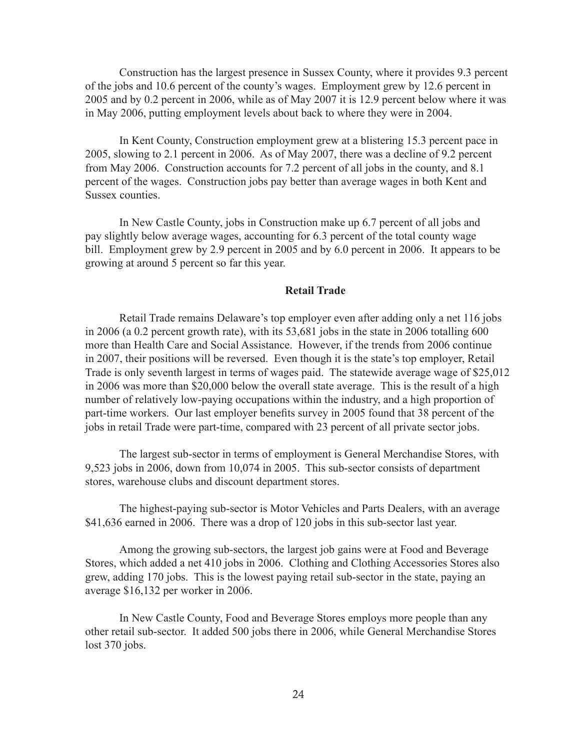Construction has the largest presence in Sussex County, where it provides 9.3 percent of the jobs and 10.6 percent of the county's wages. Employment grew by 12.6 percent in 2005 and by 0.2 percent in 2006, while as of May 2007 it is 12.9 percent below where it was in May 2006, putting employment levels about back to where they were in 2004.

In Kent County, Construction employment grew at a blistering 15.3 percent pace in 2005, slowing to 2.1 percent in 2006. As of May 2007, there was a decline of 9.2 percent from May 2006. Construction accounts for 7.2 percent of all jobs in the county, and 8.1 percent of the wages. Construction jobs pay better than average wages in both Kent and Sussex counties.

In New Castle County, jobs in Construction make up 6.7 percent of all jobs and pay slightly below average wages, accounting for 6.3 percent of the total county wage bill. Employment grew by 2.9 percent in 2005 and by 6.0 percent in 2006. It appears to be growing at around 5 percent so far this year.

### Retail Trade

Retail Trade remains Delaware's top employer even after adding only a net 116 jobs in 2006 (a 0.2 percent growth rate), with its 53,681 jobs in the state in 2006 totalling 600 more than Health Care and Social Assistance. However, if the trends from 2006 continue in 2007, their positions will be reversed. Even though it is the state's top employer, Retail Trade is only seventh largest in terms of wages paid. The statewide average wage of $25,012 in 2006 was more than $20,000 below the overall state average. This is the result of a high number of relatively low-paying occupations within the industry, and a high proportion of part-time workers. Our last employer benefits survey in 2005 found that 38 percent of the jobs in retail Trade were part-time, compared with 23 percent of all private sector jobs.

The largest sub-sector in terms of employment is General Merchandise Stores, with 9,523 jobs in 2006, down from 10,074 in 2005. This sub-sector consists of department stores, warehouse clubs and discount department stores.

The highest-paying sub-sector is Motor Vehicles and Parts Dealers, with an average $41,636 earned in 2006. There was a drop of 120 jobs in this sub-sector last year.

Among the growing sub-sectors, the largest job gains were at Food and Beverage Stores, which added a net 410 jobs in 2006. Clothing and Clothing Accessories Stores also grew, adding 170 jobs. This is the lowest paying retail sub-sector in the state, paying an average $16,132 per worker in 2006.

In New Castle County, Food and Beverage Stores employs more people than any other retail sub-sector. It added 500 jobs there in 2006, while General Merchandise Stores lost 370 jobs.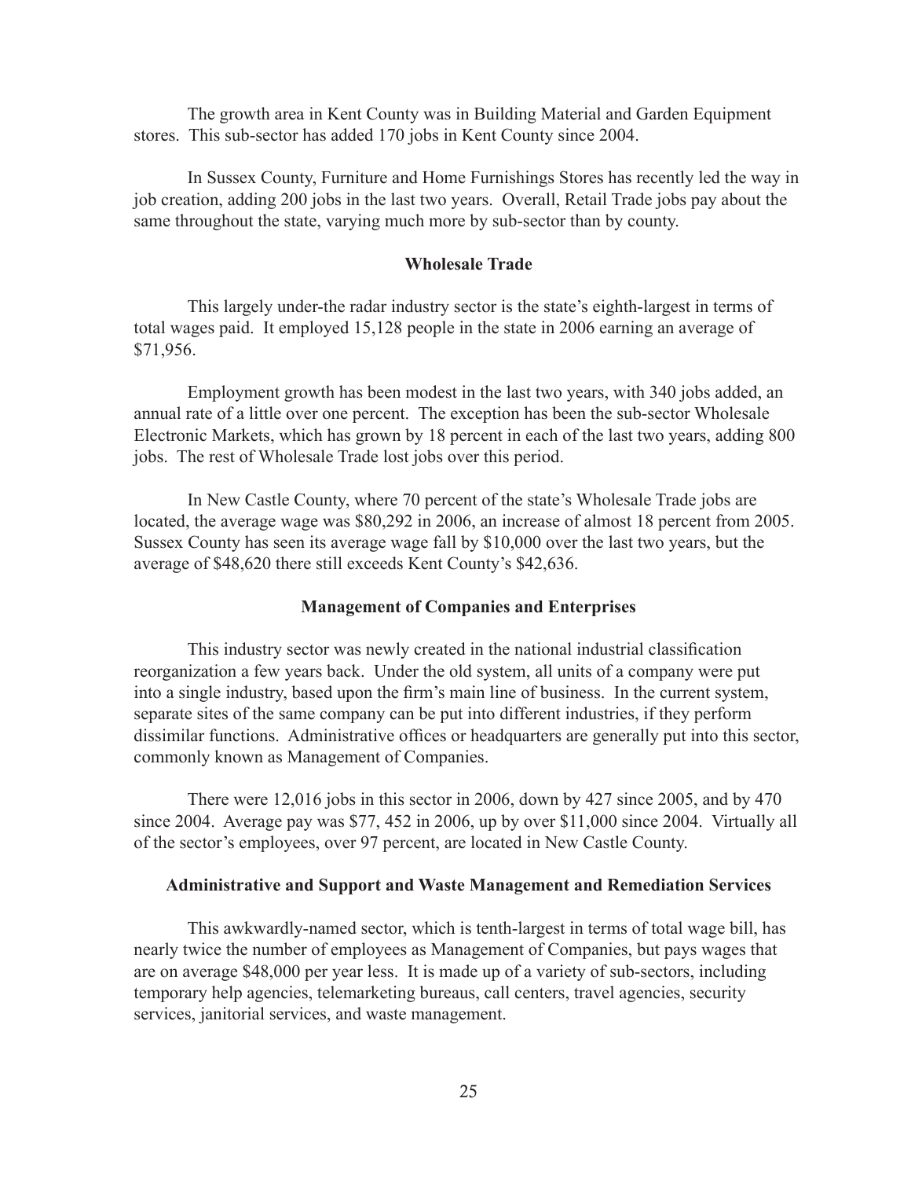The growth area in Kent County was in Building Material and Garden Equipment stores. This sub-sector has added 170 jobs in Kent County since 2004.

In Sussex County, Furniture and Home Furnishings Stores has recently led the way in job creation, adding 200 jobs in the last two years. Overall, Retail Trade jobs pay about the same throughout the state, varying much more by sub-sector than by county.

### Wholesale Trade

This largely under-the radar industry sector is the state's eighth-largest in terms of total wages paid. It employed 15,128 people in the state in 2006 earning an average of $71,956.

Employment growth has been modest in the last two years, with 340 jobs added, an annual rate of a little over one percent. The exception has been the sub-sector Wholesale Electronic Markets, which has grown by 18 percent in each of the last two years, adding 800 jobs. The rest of Wholesale Trade lost jobs over this period.

In New Castle County, where 70 percent of the state's Wholesale Trade jobs are located, the average wage was $80,292 in 2006, an increase of almost 18 percent from 2005. Sussex County has seen its average wage fall by $10,000 over the last two years, but the average of $48,620 there still exceeds Kent County's $42,636.

### Management of Companies and Enterprises

This industry sector was newly created in the national industrial classification reorganization a few years back. Under the old system, all units of a company were put into a single industry, based upon the firm's main line of business. In the current system, separate sites of the same company can be put into different industries, if they perform dissimilar functions. Administrative offices or headquarters are generally put into this sector, commonly known as Management of Companies.

There were 12,016 jobs in this sector in 2006, down by 427 since 2005, and by 470 since 2004. Average pay was $77, 452 in 2006, up by over $11,000 since 2004. Virtually all of the sector's employees, over 97 percent, are located in New Castle County.

### Administrative and Support and Waste Management and Remediation Services

This awkwardly-named sector, which is tenth-largest in terms of total wage bill, has nearly twice the number of employees as Management of Companies, but pays wages that are on average $48,000 per year less. It is made up of a variety of sub-sectors, including temporary help agencies, telemarketing bureaus, call centers, travel agencies, security services, janitorial services, and waste management.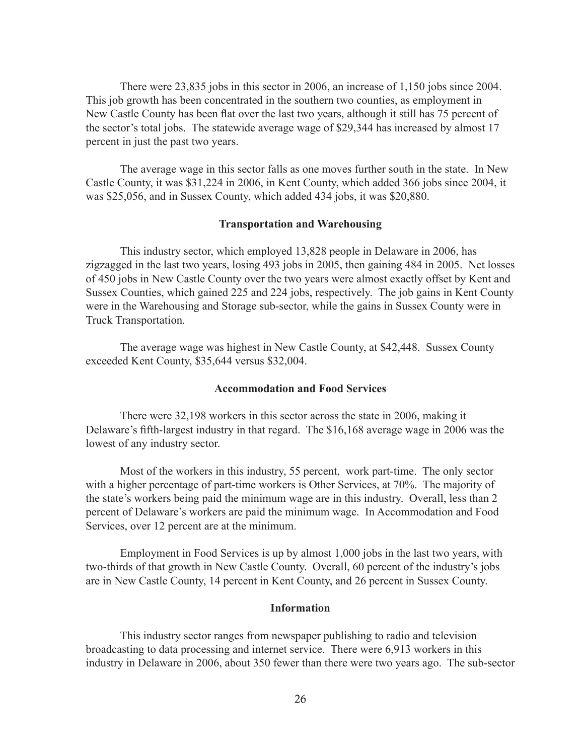There were 23,835 jobs in this sector in 2006, an increase of 1,150 jobs since 2004. This job growth has been concentrated in the southern two counties, as employment in New Castle County has been flat over the last two years, although it still has 75 percent of the sector's total jobs. The statewide average wage of $29,344 has increased by almost 17 percent in just the past two years.

The average wage in this sector falls as one moves further south in the state. In New Castle County, it was $31,224 in 2006, in Kent County, which added 366 jobs since 2004, it was $25,056, and in Sussex County, which added 434 jobs, it was $20,880.

### Transportation and Warehousing

This industry sector, which employed 13,828 people in Delaware in 2006, has zigzagged in the last two years, losing 493 jobs in 2005, then gaining 484 in 2005. Net losses of 450 jobs in New Castle County over the two years were almost exactly offset by Kent and Sussex Counties, which gained 225 and 224 jobs, respectively. The job gains in Kent County were in the Warehousing and Storage sub-sector, while the gains in Sussex County were in Truck Transportation.

The average wage was highest in New Castle County, at $42,448. Sussex County exceeded Kent County, $35,644 versus $32,004.

### Accommodation and Food Services

There were 32,198 workers in this sector across the state in 2006, making it Delaware's fifth-largest industry in that regard. The $16,168 average wage in 2006 was the lowest of any industry sector.

Most of the workers in this industry, 55 percent, work part-time. The only sector with a higher percentage of part-time workers is Other Services, at 70%. The majority of the state's workers being paid the minimum wage are in this industry. Overall, less than 2 percent of Delaware's workers are paid the minimum wage. In Accommodation and Food Services, over 12 percent are at the minimum.

Employment in Food Services is up by almost 1,000 jobs in the last two years, with two-thirds of that growth in New Castle County. Overall, 60 percent of the industry's jobs are in New Castle County, 14 percent in Kent County, and 26 percent in Sussex County.

### Information

This industry sector ranges from newspaper publishing to radio and television broadcasting to data processing and internet service. There were 6,913 workers in this industry in Delaware in 2006, about 350 fewer than there were two years ago. The sub-sector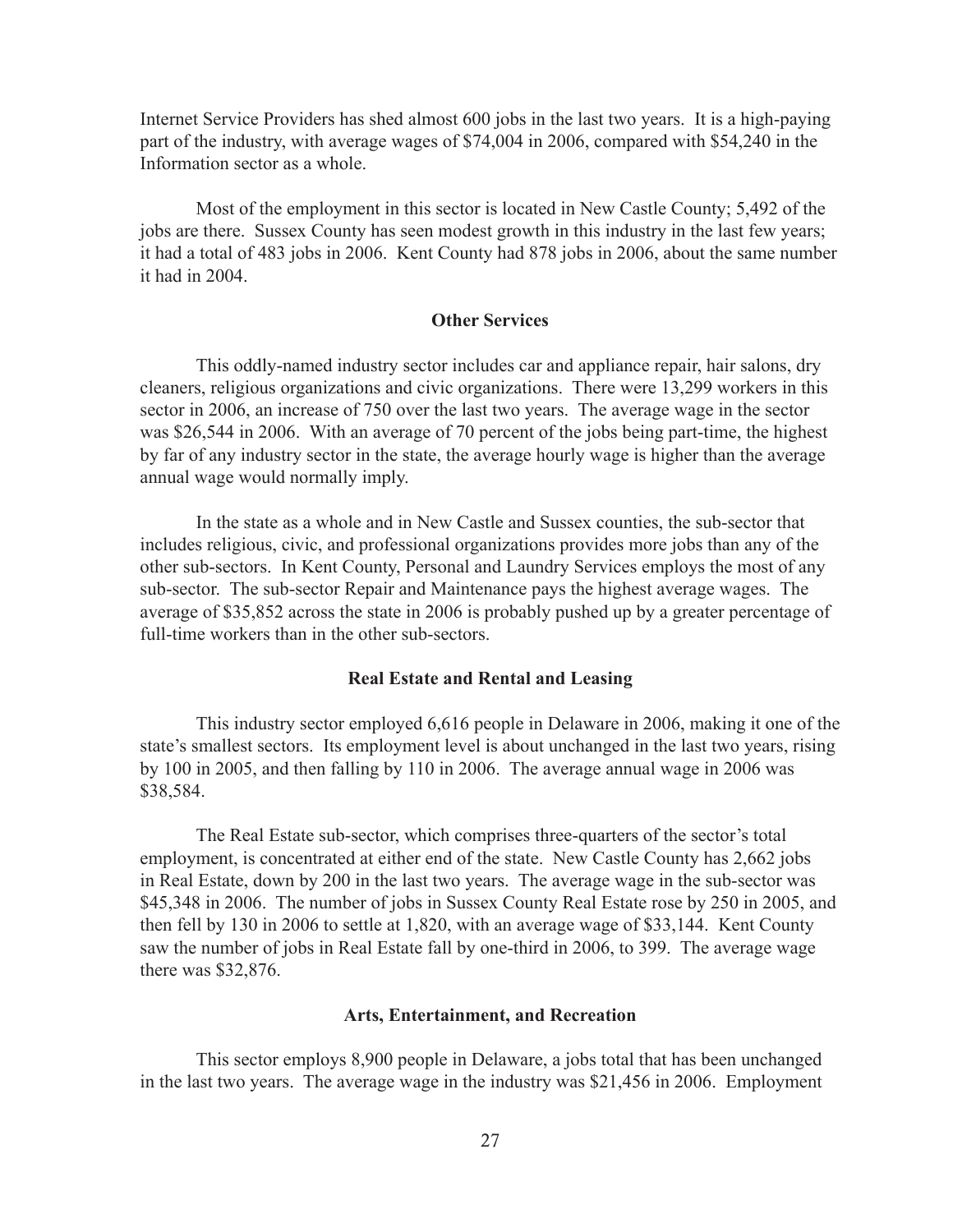Internet Service Providers has shed almost 600 jobs in the last two years. It is a high-paying part of the industry, with average wages of $74,004 in 2006, compared with $54,240 in the Information sector as a whole.

Most of the employment in this sector is located in New Castle County; 5,492 of the jobs are there. Sussex County has seen modest growth in this industry in the last few years; it had a total of 483 jobs in 2006. Kent County had 878 jobs in 2006, about the same number it had in 2004.

### Other Services

This oddly-named industry sector includes car and appliance repair, hair salons, dry cleaners, religious organizations and civic organizations. There were 13,299 workers in this sector in 2006, an increase of 750 over the last two years. The average wage in the sector was $26,544 in 2006. With an average of 70 percent of the jobs being part-time, the highest by far of any industry sector in the state, the average hourly wage is higher than the average annual wage would normally imply.

In the state as a whole and in New Castle and Sussex counties, the sub-sector that includes religious, civic, and professional organizations provides more jobs than any of the other sub-sectors. In Kent County, Personal and Laundry Services employs the most of any sub-sector. The sub-sector Repair and Maintenance pays the highest average wages. The average of $35,852 across the state in 2006 is probably pushed up by a greater percentage of full-time workers than in the other sub-sectors.

### Real Estate and Rental and Leasing

This industry sector employed 6,616 people in Delaware in 2006, making it one of the state's smallest sectors. Its employment level is about unchanged in the last two years, rising by 100 in 2005, and then falling by 110 in 2006. The average annual wage in 2006 was $38,584.

The Real Estate sub-sector, which comprises three-quarters of the sector's total employment, is concentrated at either end of the state. New Castle County has 2,662 jobs in Real Estate, down by 200 in the last two years. The average wage in the sub-sector was $45,348 in 2006. The number of jobs in Sussex County Real Estate rose by 250 in 2005, and then fell by 130 in 2006 to settle at 1,820, with an average wage of $33,144. Kent County saw the number of jobs in Real Estate fall by one-third in 2006, to 399. The average wage there was $32,876.

### Arts, Entertainment, and Recreation

This sector employs 8,900 people in Delaware, a jobs total that has been unchanged in the last two years. The average wage in the industry was $21,456 in 2006. Employment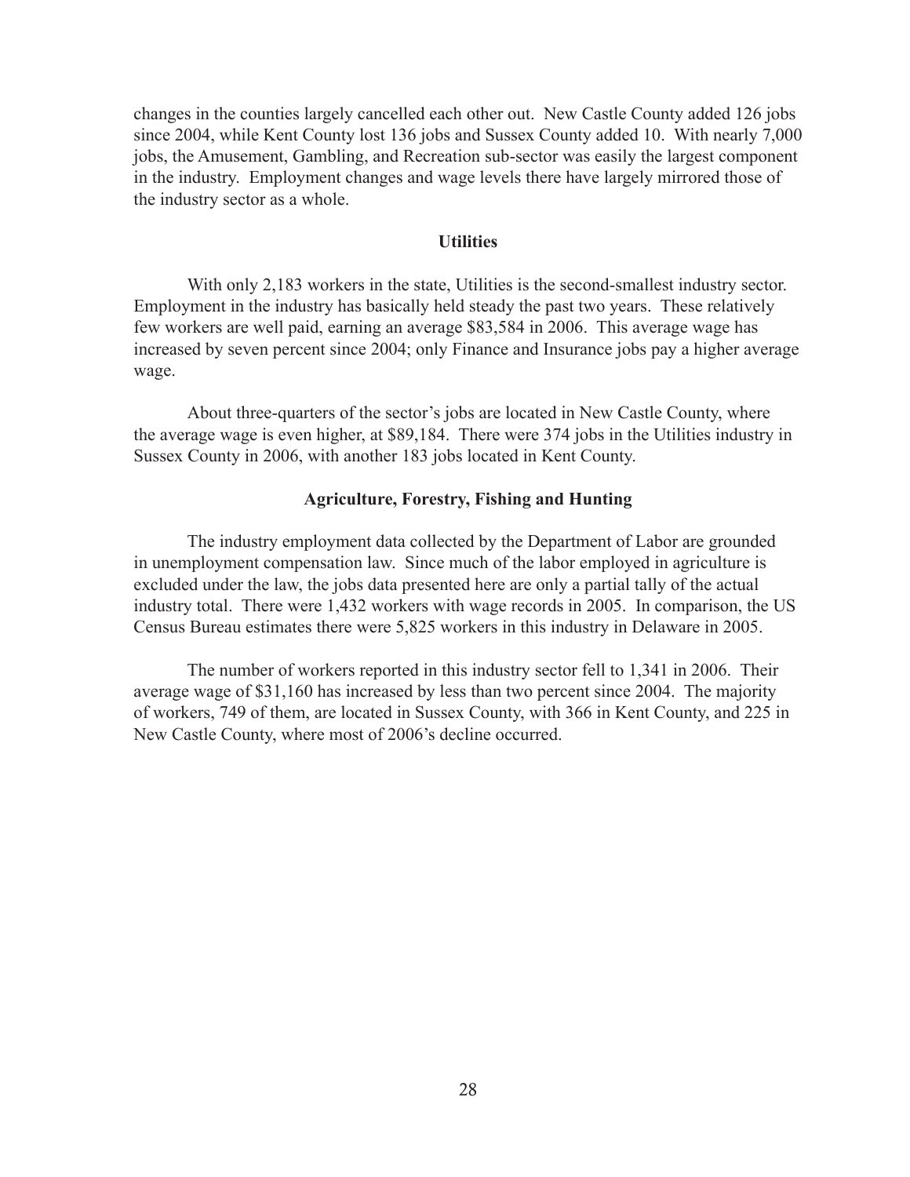changes in the counties largely cancelled each other out. New Castle County added 126 jobs since 2004, while Kent County lost 136 jobs and Sussex County added 10. With nearly 7,000 jobs, the Amusement, Gambling, and Recreation sub-sector was easily the largest component in the industry. Employment changes and wage levels there have largely mirrored those of the industry sector as a whole.

### Utilities

With only 2,183 workers in the state, Utilities is the second-smallest industry sector. Employment in the industry has basically held steady the past two years. These relatively few workers are well paid, earning an average $83,584 in 2006. This average wage has increased by seven percent since 2004; only Finance and Insurance jobs pay a higher average wage.

About three-quarters of the sector's jobs are located in New Castle County, where the average wage is even higher, at $89,184. There were 374 jobs in the Utilities industry in Sussex County in 2006, with another 183 jobs located in Kent County.

### Agriculture, Forestry, Fishing and Hunting

The industry employment data collected by the Department of Labor are grounded in unemployment compensation law. Since much of the labor employed in agriculture is excluded under the law, the jobs data presented here are only a partial tally of the actual industry total. There were 1,432 workers with wage records in 2005. In comparison, the US Census Bureau estimates there were 5,825 workers in this industry in Delaware in 2005.

The number of workers reported in this industry sector fell to 1,341 in 2006. Their average wage of $31,160 has increased by less than two percent since 2004. The majority of workers, 749 of them, are located in Sussex County, with 366 in Kent County, and 225 in New Castle County, where most of 2006's decline occurred.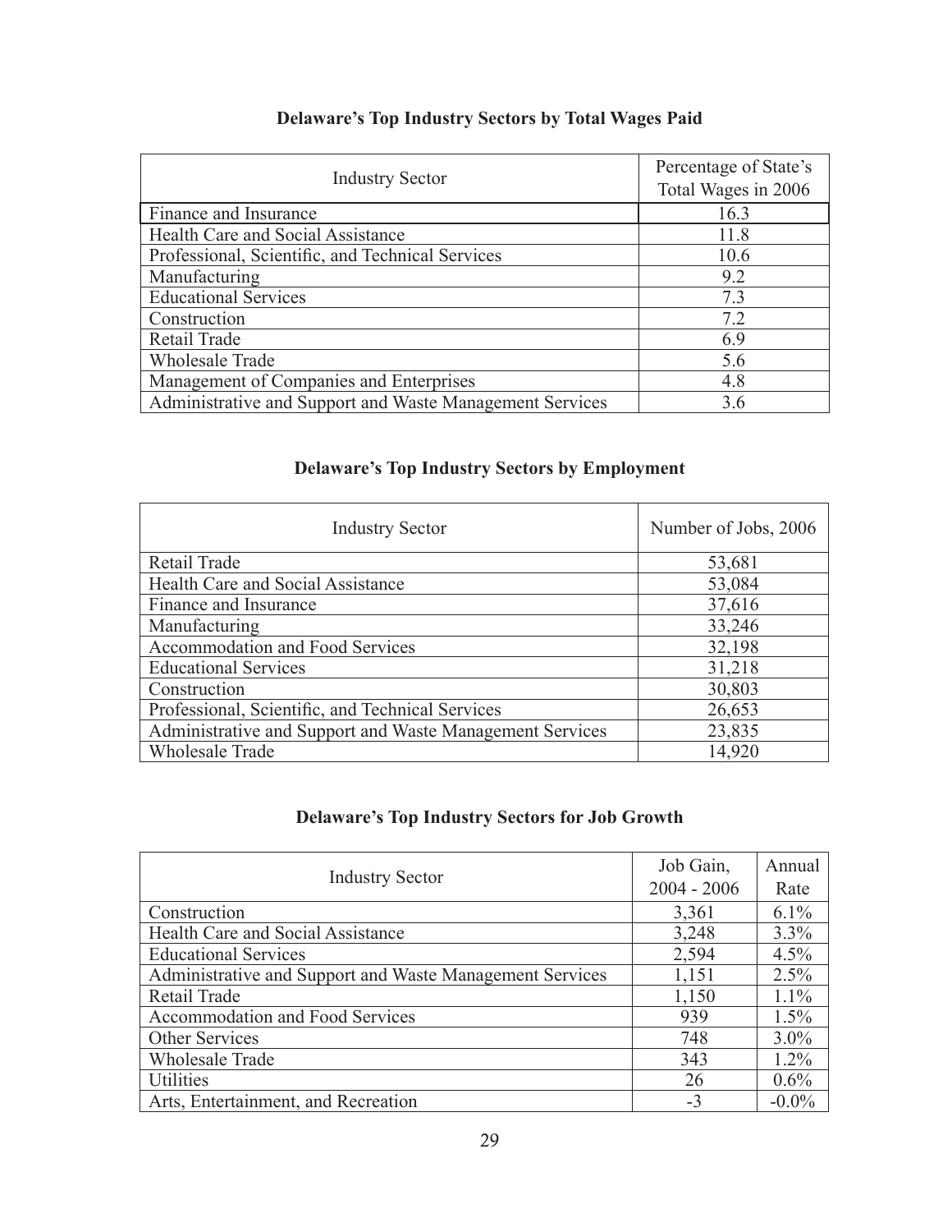## Delaware's Top Industry Sectors by Total Wages Paid

| Industry Sector | Percentage of State's Total Wages in 2006 |
|---|---|
| Finance and Insurance | 16.3 |
| Health Care and Social Assistance | 11.8 |
| Professional, Scientific, and Technical Services | 10.6 |
| Manufacturing | 9.2 |
| Educational Services | 7.3 |
| Construction | 7.2 |
| Retail Trade | 6.9 |
| Wholesale Trade | 5.6 |
| Management of Companies and Enterprises | 4.8 |
| Administrative and Support and Waste Management Services | 3.6 |

## Delaware's Top Industry Sectors by Employment

| Industry Sector | Number of Jobs, 2006 |
|---|---|
| Retail Trade | 53,681 |
| Health Care and Social Assistance | 53,084 |
| Finance and Insurance | 37,616 |
| Manufacturing | 33,246 |
| Accommodation and Food Services | 32,198 |
| Educational Services | 31,218 |
| Construction | 30,803 |
| Professional, Scientific, and Technical Services | 26,653 |
| Administrative and Support and Waste Management Services | 23,835 |
| Wholesale Trade | 14,920 |

## Delaware's Top Industry Sectors for Job Growth

| Industry Sector | Job Gain, 2004 - 2006 | Annual Rate |
|---|---|---|
| Construction | 3,361 | 6.1% |
| Health Care and Social Assistance | 3,248 | 3.3% |
| Educational Services | 2,594 | 4.5% |
| Administrative and Support and Waste Management Services | 1,151 | 2.5% |
| Retail Trade | 1,150 | 1.1% |
| Accommodation and Food Services | 939 | 1.5% |
| Other Services | 748 | 3.0% |
| Wholesale Trade | 343 | 1.2% |
| Utilities | 26 | 0.6% |
| Arts, Entertainment, and Recreation | -3 | -0.0% |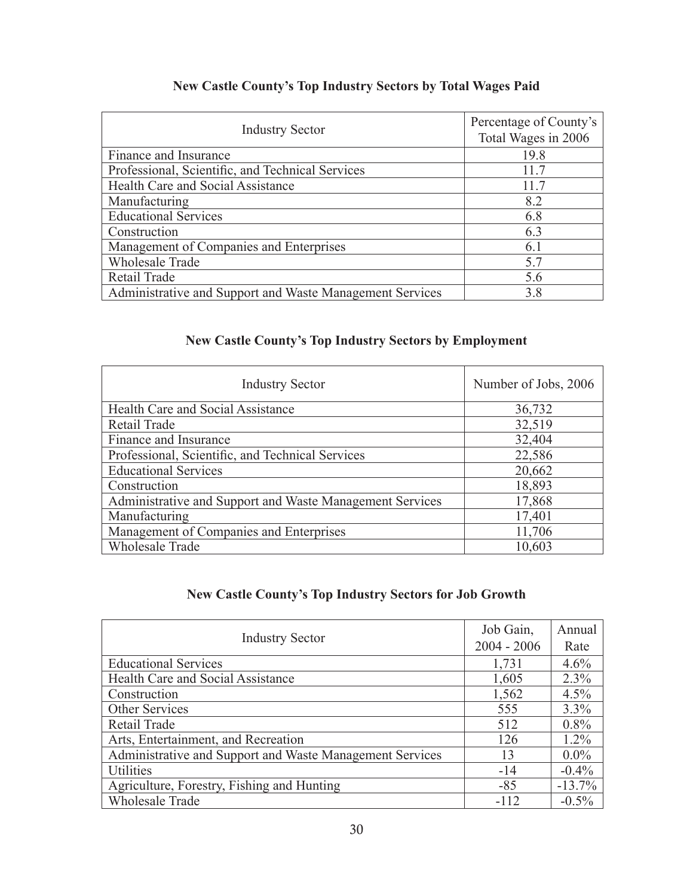**New Castle County's Top Industry Sectors by Total Wages Paid**

| Industry Sector | Percentage of County's Total Wages in 2006 |
|---|---|
| Finance and Insurance | 19.8 |
| Professional, Scientific, and Technical Services | 11.7 |
| Health Care and Social Assistance | 11.7 |
| Manufacturing | 8.2 |
| Educational Services | 6.8 |
| Construction | 6.3 |
| Management of Companies and Enterprises | 6.1 |
| Wholesale Trade | 5.7 |
| Retail Trade | 5.6 |
| Administrative and Support and Waste Management Services | 3.8 |

**New Castle County's Top Industry Sectors by Employment**

| Industry Sector | Number of Jobs, 2006 |
|---|---|
| Health Care and Social Assistance | 36,732 |
| Retail Trade | 32,519 |
| Finance and Insurance | 32,404 |
| Professional, Scientific, and Technical Services | 22,586 |
| Educational Services | 20,662 |
| Construction | 18,893 |
| Administrative and Support and Waste Management Services | 17,868 |
| Manufacturing | 17,401 |
| Management of Companies and Enterprises | 11,706 |
| Wholesale Trade | 10,603 |

**New Castle County's Top Industry Sectors for Job Growth**

| Industry Sector | Job Gain, 2004 - 2006 | Annual Rate |
|---|---|---|
| Educational Services | 1,731 | 4.6% |
| Health Care and Social Assistance | 1,605 | 2.3% |
| Construction | 1,562 | 4.5% |
| Other Services | 555 | 3.3% |
| Retail Trade | 512 | 0.8% |
| Arts, Entertainment, and Recreation | 126 | 1.2% |
| Administrative and Support and Waste Management Services | 13 | 0.0% |
| Utilities | -14 | -0.4% |
| Agriculture, Forestry, Fishing and Hunting | -85 | -13.7% |
| Wholesale Trade | -112 | -0.5% |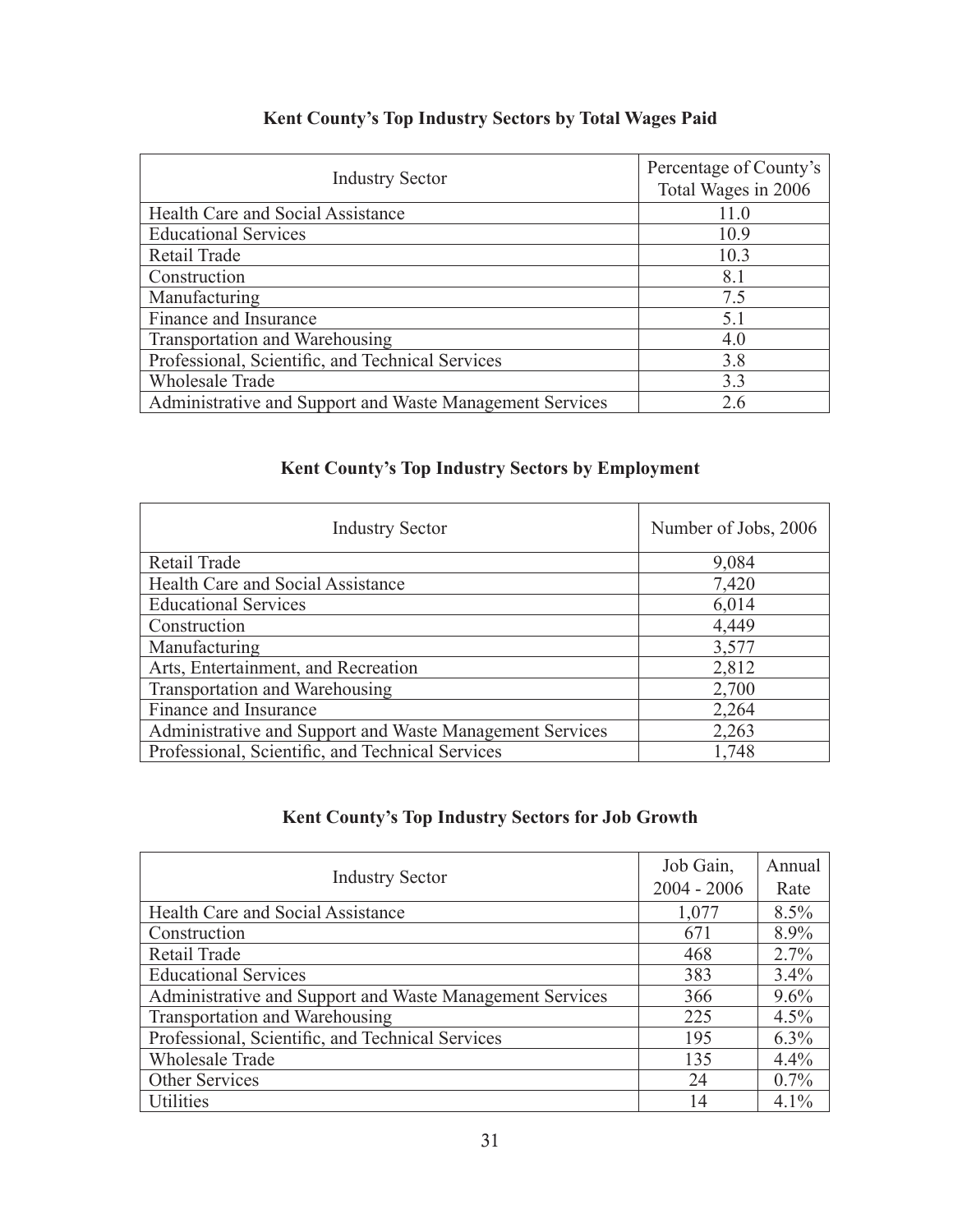### Kent County's Top Industry Sectors by Total Wages Paid

| Industry Sector | Percentage of County's Total Wages in 2006 |
|---|---|
| Health Care and Social Assistance | 11.0 |
| Educational Services | 10.9 |
| Retail Trade | 10.3 |
| Construction | 8.1 |
| Manufacturing | 7.5 |
| Finance and Insurance | 5.1 |
| Transportation and Warehousing | 4.0 |
| Professional, Scientific, and Technical Services | 3.8 |
| Wholesale Trade | 3.3 |
| Administrative and Support and Waste Management Services | 2.6 |

### Kent County's Top Industry Sectors by Employment

| Industry Sector | Number of Jobs, 2006 |
|---|---|
| Retail Trade | 9,084 |
| Health Care and Social Assistance | 7,420 |
| Educational Services | 6,014 |
| Construction | 4,449 |
| Manufacturing | 3,577 |
| Arts, Entertainment, and Recreation | 2,812 |
| Transportation and Warehousing | 2,700 |
| Finance and Insurance | 2,264 |
| Administrative and Support and Waste Management Services | 2,263 |
| Professional, Scientific, and Technical Services | 1,748 |

### Kent County's Top Industry Sectors for Job Growth

| Industry Sector | Job Gain, 2004 - 2006 | Annual Rate |
|---|---|---|
| Health Care and Social Assistance | 1,077 | 8.5% |
| Construction | 671 | 8.9% |
| Retail Trade | 468 | 2.7% |
| Educational Services | 383 | 3.4% |
| Administrative and Support and Waste Management Services | 366 | 9.6% |
| Transportation and Warehousing | 225 | 4.5% |
| Professional, Scientific, and Technical Services | 195 | 6.3% |
| Wholesale Trade | 135 | 4.4% |
| Other Services | 24 | 0.7% |
| Utilities | 14 | 4.1% |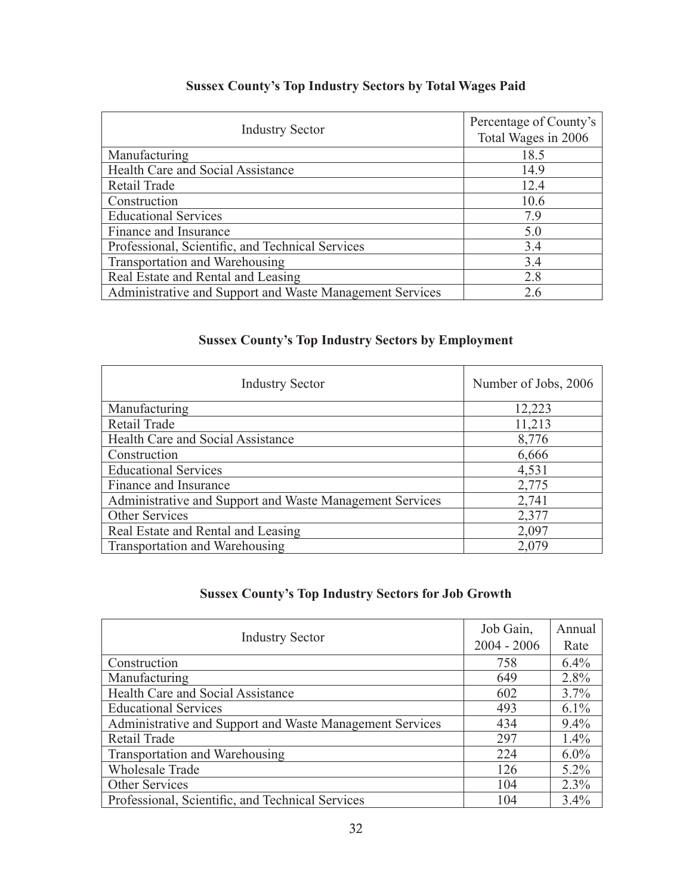### Sussex County's Top Industry Sectors by Total Wages Paid

| Industry Sector | Percentage of County's Total Wages in 2006 |
|---|---|
| Manufacturing | 18.5 |
| Health Care and Social Assistance | 14.9 |
| Retail Trade | 12.4 |
| Construction | 10.6 |
| Educational Services | 7.9 |
| Finance and Insurance | 5.0 |
| Professional, Scientific, and Technical Services | 3.4 |
| Transportation and Warehousing | 3.4 |
| Real Estate and Rental and Leasing | 2.8 |
| Administrative and Support and Waste Management Services | 2.6 |

### Sussex County's Top Industry Sectors by Employment

| Industry Sector | Number of Jobs, 2006 |
|---|---|
| Manufacturing | 12,223 |
| Retail Trade | 11,213 |
| Health Care and Social Assistance | 8,776 |
| Construction | 6,666 |
| Educational Services | 4,531 |
| Finance and Insurance | 2,775 |
| Administrative and Support and Waste Management Services | 2,741 |
| Other Services | 2,377 |
| Real Estate and Rental and Leasing | 2,097 |
| Transportation and Warehousing | 2,079 |

### Sussex County's Top Industry Sectors for Job Growth

| Industry Sector | Job Gain, 2004 - 2006 | Annual Rate |
|---|---|---|
| Construction | 758 | 6.4% |
| Manufacturing | 649 | 2.8% |
| Health Care and Social Assistance | 602 | 3.7% |
| Educational Services | 493 | 6.1% |
| Administrative and Support and Waste Management Services | 434 | 9.4% |
| Retail Trade | 297 | 1.4% |
| Transportation and Warehousing | 224 | 6.0% |
| Wholesale Trade | 126 | 5.2% |
| Other Services | 104 | 2.3% |
| Professional, Scientific, and Technical Services | 104 | 3.4% |